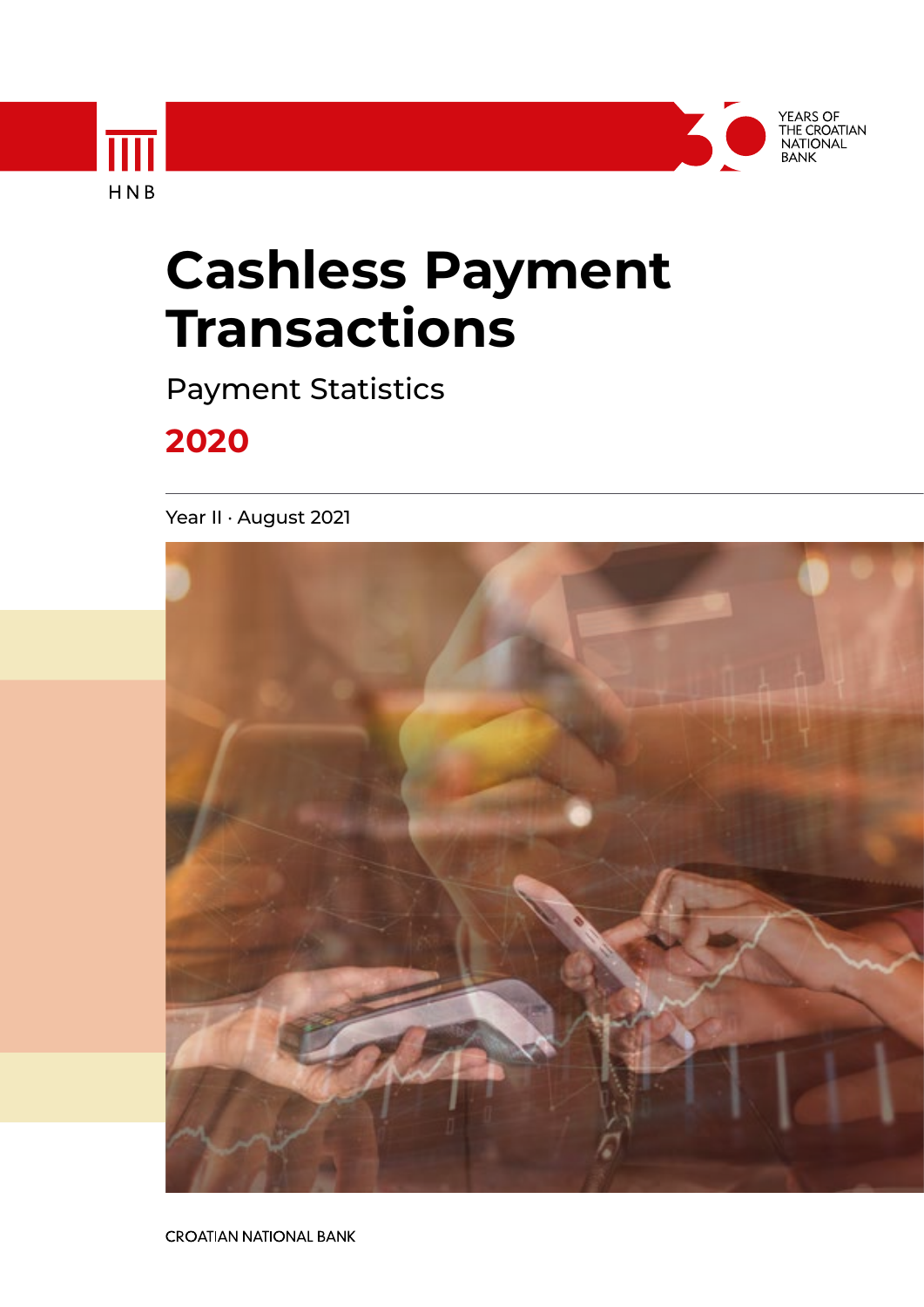HNB

YEARS OF THE CROATIAN NATIONAL BANK

# Cashless Payment Transactions

## Payment Statistics

## 2020

Year II · August 2021

CROATIAN NATIONAL BANK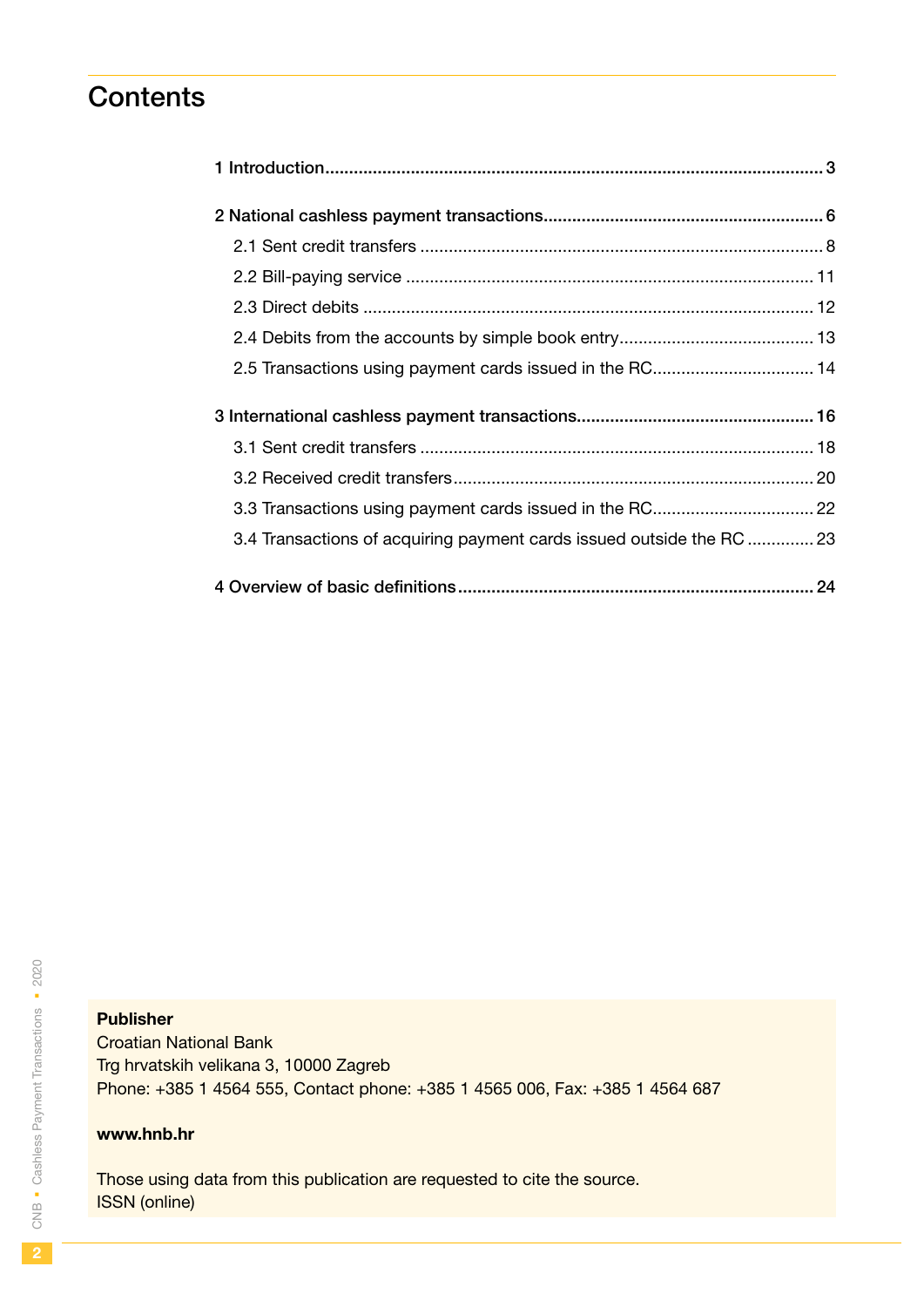# Contents

| | |
|---|---|
| **1 Introduction** | **3** |
| **2 National cashless payment transactions** | **6** |
| 2.1 Sent credit transfers | 8 |
| 2.2 Bill-paying service | 11 |
| 2.3 Direct debits | 12 |
| 2.4 Debits from the accounts by simple book entry | 13 |
| 2.5 Transactions using payment cards issued in the RC | 14 |
| **3 International cashless payment transactions** | **16** |
| 3.1 Sent credit transfers | 18 |
| 3.2 Received credit transfers | 20 |
| 3.3 Transactions using payment cards issued in the RC | 22 |
| 3.4 Transactions of acquiring payment cards issued outside the RC | 23 |
| **4 Overview of basic definitions** | **24** |

**Publisher**
Croatian National Bank
Trg hrvatskih velikana 3, 10000 Zagreb
Phone: +385 1 4564 555, Contact phone: +385 1 4565 006, Fax: +385 1 4564 687

**www.hnb.hr**

Those using data from this publication are requested to cite the source.
ISSN (online)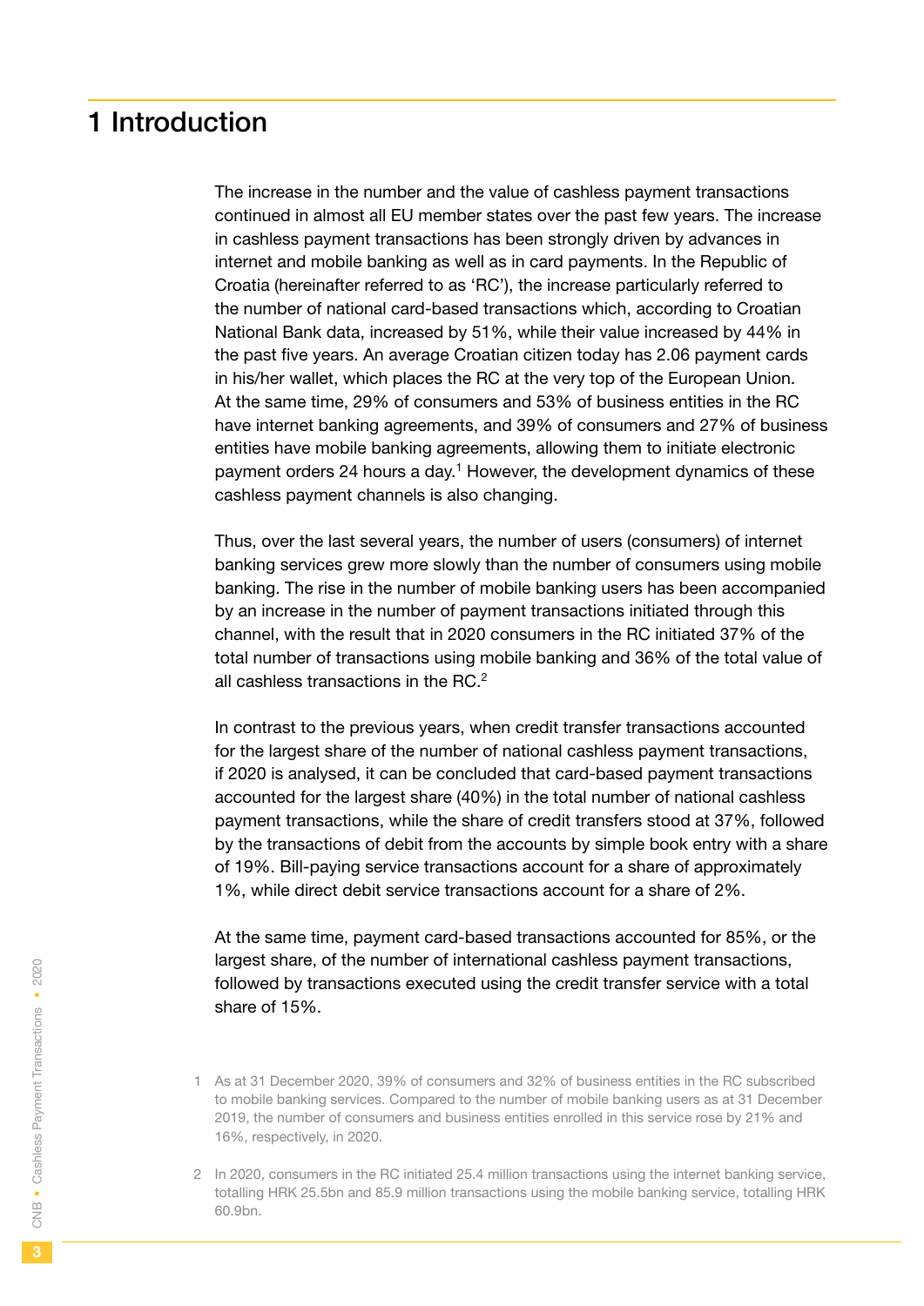# 1 Introduction

The increase in the number and the value of cashless payment transactions continued in almost all EU member states over the past few years. The increase in cashless payment transactions has been strongly driven by advances in internet and mobile banking as well as in card payments. In the Republic of Croatia (hereinafter referred to as 'RC'), the increase particularly referred to the number of national card-based transactions which, according to Croatian National Bank data, increased by 51%, while their value increased by 44% in the past five years. An average Croatian citizen today has 2.06 payment cards in his/her wallet, which places the RC at the very top of the European Union. At the same time, 29% of consumers and 53% of business entities in the RC have internet banking agreements, and 39% of consumers and 27% of business entities have mobile banking agreements, allowing them to initiate electronic payment orders 24 hours a day.[1] However, the development dynamics of these cashless payment channels is also changing.

Thus, over the last several years, the number of users (consumers) of internet banking services grew more slowly than the number of consumers using mobile banking. The rise in the number of mobile banking users has been accompanied by an increase in the number of payment transactions initiated through this channel, with the result that in 2020 consumers in the RC initiated 37% of the total number of transactions using mobile banking and 36% of the total value of all cashless transactions in the RC.[2]

In contrast to the previous years, when credit transfer transactions accounted for the largest share of the number of national cashless payment transactions, if 2020 is analysed, it can be concluded that card-based payment transactions accounted for the largest share (40%) in the total number of national cashless payment transactions, while the share of credit transfers stood at 37%, followed by the transactions of debit from the accounts by simple book entry with a share of 19%. Bill-paying service transactions account for a share of approximately 1%, while direct debit service transactions account for a share of 2%.

At the same time, payment card-based transactions accounted for 85%, or the largest share, of the number of international cashless payment transactions, followed by transactions executed using the credit transfer service with a total share of 15%.

1 As at 31 December 2020, 39% of consumers and 32% of business entities in the RC subscribed to mobile banking services. Compared to the number of mobile banking users as at 31 December 2019, the number of consumers and business entities enrolled in this service rose by 21% and 16%, respectively, in 2020.

2 In 2020, consumers in the RC initiated 25.4 million transactions using the internet banking service, totalling HRK 25.5bn and 85.9 million transactions using the mobile banking service, totalling HRK 60.9bn.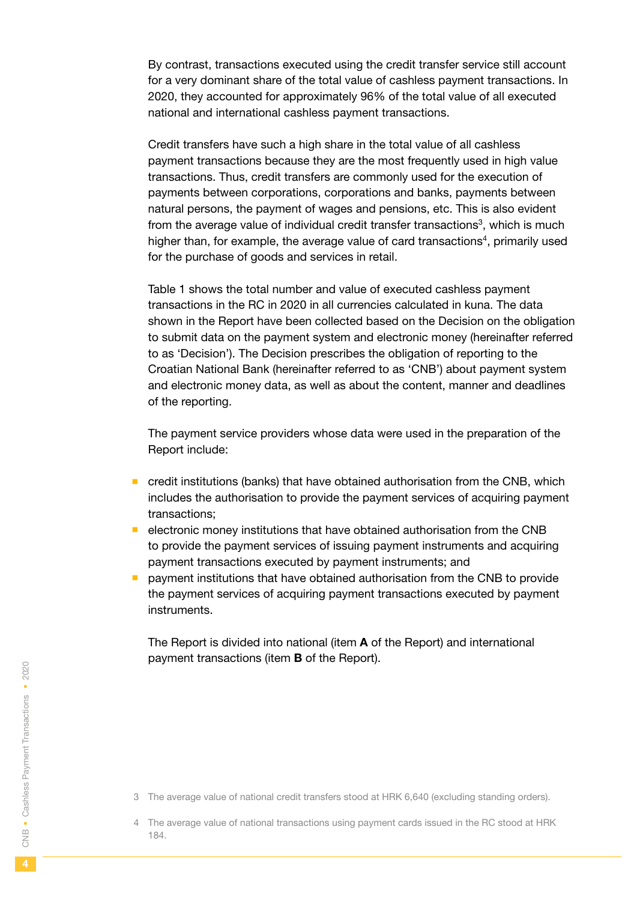By contrast, transactions executed using the credit transfer service still account for a very dominant share of the total value of cashless payment transactions. In 2020, they accounted for approximately 96% of the total value of all executed national and international cashless payment transactions.

Credit transfers have such a high share in the total value of all cashless payment transactions because they are the most frequently used in high value transactions. Thus, credit transfers are commonly used for the execution of payments between corporations, corporations and banks, payments between natural persons, the payment of wages and pensions, etc. This is also evident from the average value of individual credit transfer transactions[3], which is much higher than, for example, the average value of card transactions[4], primarily used for the purchase of goods and services in retail.

Table 1 shows the total number and value of executed cashless payment transactions in the RC in 2020 in all currencies calculated in kuna. The data shown in the Report have been collected based on the Decision on the obligation to submit data on the payment system and electronic money (hereinafter referred to as 'Decision'). The Decision prescribes the obligation of reporting to the Croatian National Bank (hereinafter referred to as 'CNB') about payment system and electronic money data, as well as about the content, manner and deadlines of the reporting.

The payment service providers whose data were used in the preparation of the Report include:

- credit institutions (banks) that have obtained authorisation from the CNB, which includes the authorisation to provide the payment services of acquiring payment transactions;
- electronic money institutions that have obtained authorisation from the CNB to provide the payment services of issuing payment instruments and acquiring payment transactions executed by payment instruments; and
- payment institutions that have obtained authorisation from the CNB to provide the payment services of acquiring payment transactions executed by payment instruments.

The Report is divided into national (item **A** of the Report) and international payment transactions (item **B** of the Report).

3 The average value of national credit transfers stood at HRK 6,640 (excluding standing orders).

4 The average value of national transactions using payment cards issued in the RC stood at HRK 184.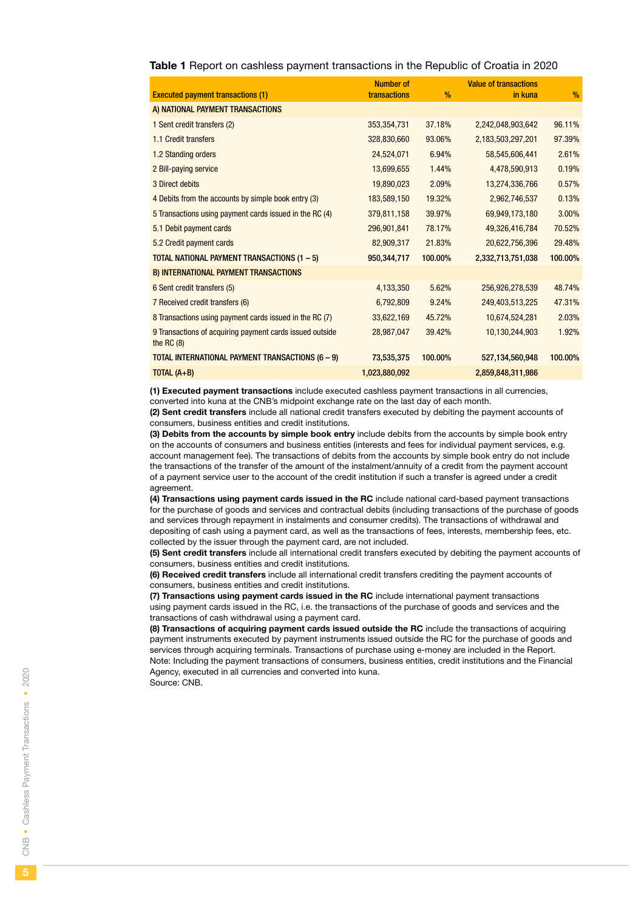**Table 1** Report on cashless payment transactions in the Republic of Croatia in 2020

| Executed payment transactions (1) | Number of transactions | % | Value of transactions in kuna | % |
|---|---|---|---|---|
| **A) NATIONAL PAYMENT TRANSACTIONS** | | | | |
| 1 Sent credit transfers (2) | 353,354,731 | 37.18% | 2,242,048,903,642 | 96.11% |
| 1.1 Credit transfers | 328,830,660 | 93.06% | 2,183,503,297,201 | 97.39% |
| 1.2 Standing orders | 24,524,071 | 6.94% | 58,545,606,441 | 2.61% |
| 2 Bill-paying service | 13,699,655 | 1.44% | 4,478,590,913 | 0.19% |
| 3 Direct debits | 19,890,023 | 2.09% | 13,274,336,766 | 0.57% |
| 4 Debits from the accounts by simple book entry (3) | 183,589,150 | 19.32% | 2,962,746,537 | 0.13% |
| 5 Transactions using payment cards issued in the RC (4) | 379,811,158 | 39.97% | 69,949,173,180 | 3.00% |
| 5.1 Debit payment cards | 296,901,841 | 78.17% | 49,326,416,784 | 70.52% |
| 5.2 Credit payment cards | 82,909,317 | 21.83% | 20,622,756,396 | 29.48% |
| **TOTAL NATIONAL PAYMENT TRANSACTIONS (1 – 5)** | **950,344,717** | **100.00%** | **2,332,713,751,038** | **100.00%** |
| **B) INTERNATIONAL PAYMENT TRANSACTIONS** | | | | |
| 6 Sent credit transfers (5) | 4,133,350 | 5.62% | 256,926,278,539 | 48.74% |
| 7 Received credit transfers (6) | 6,792,809 | 9.24% | 249,403,513,225 | 47.31% |
| 8 Transactions using payment cards issued in the RC (7) | 33,622,169 | 45.72% | 10,674,524,281 | 2.03% |
| 9 Transactions of acquiring payment cards issued outside the RC (8) | 28,987,047 | 39.42% | 10,130,244,903 | 1.92% |
| **TOTAL INTERNATIONAL PAYMENT TRANSACTIONS (6 – 9)** | **73,535,375** | **100.00%** | **527,134,560,948** | **100.00%** |
| **TOTAL (A+B)** | **1,023,880,092** | | **2,859,848,311,986** | |

**(1) Executed payment transactions** include executed cashless payment transactions in all currencies, converted into kuna at the CNB's midpoint exchange rate on the last day of each month.
**(2) Sent credit transfers** include all national credit transfers executed by debiting the payment accounts of consumers, business entities and credit institutions.
**(3) Debits from the accounts by simple book entry** include debits from the accounts by simple book entry on the accounts of consumers and business entities (interests and fees for individual payment services, e.g. account management fee). The transactions of debits from the accounts by simple book entry do not include the transactions of the transfer of the amount of the instalment/annuity of a credit from the payment account of a payment service user to the account of the credit institution if such a transfer is agreed under a credit agreement.
**(4) Transactions using payment cards issued in the RC** include national card-based payment transactions for the purchase of goods and services and contractual debits (including transactions of the purchase of goods and services through repayment in instalments and consumer credits). The transactions of withdrawal and depositing of cash using a payment card, as well as the transactions of fees, interests, membership fees, etc. collected by the issuer through the payment card, are not included.
**(5) Sent credit transfers** include all international credit transfers executed by debiting the payment accounts of consumers, business entities and credit institutions.
**(6) Received credit transfers** include all international credit transfers crediting the payment accounts of consumers, business entities and credit institutions.
**(7) Transactions using payment cards issued in the RC** include international payment transactions using payment cards issued in the RC, i.e. the transactions of the purchase of goods and services and the transactions of cash withdrawal using a payment card.
**(8) Transactions of acquiring payment cards issued outside the RC** include the transactions of acquiring payment instruments executed by payment instruments issued outside the RC for the purchase of goods and services through acquiring terminals. Transactions of purchase using e-money are included in the Report.
Note: Including the payment transactions of consumers, business entities, credit institutions and the Financial Agency, executed in all currencies and converted into kuna.
Source: CNB.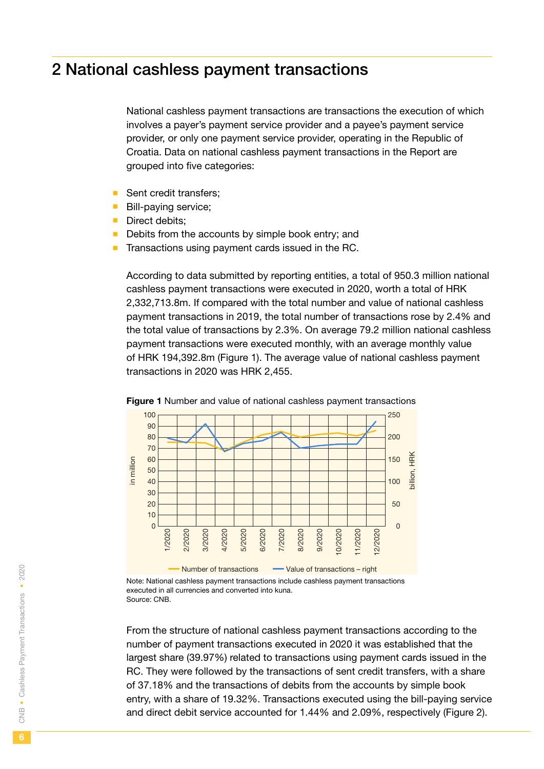## 2 National cashless payment transactions

National cashless payment transactions are transactions the execution of which involves a payer's payment service provider and a payee's payment service provider, or only one payment service provider, operating in the Republic of Croatia. Data on national cashless payment transactions in the Report are grouped into five categories:

- Sent credit transfers;
- Bill-paying service;
- Direct debits;
- Debits from the accounts by simple book entry; and
- Transactions using payment cards issued in the RC.

According to data submitted by reporting entities, a total of 950.3 million national cashless payment transactions were executed in 2020, worth a total of HRK 2,332,713.8m. If compared with the total number and value of national cashless payment transactions in 2019, the total number of transactions rose by 2.4% and the total value of transactions by 2.3%. On average 79.2 million national cashless payment transactions were executed monthly, with an average monthly value of HRK 194,392.8m (Figure 1). The average value of national cashless payment transactions in 2020 was HRK 2,455.

**Figure 1** Number and value of national cashless payment transactions

Note: National cashless payment transactions include cashless payment transactions executed in all currencies and converted into kuna.
Source: CNB.

From the structure of national cashless payment transactions according to the number of payment transactions executed in 2020 it was established that the largest share (39.97%) related to transactions using payment cards issued in the RC. They were followed by the transactions of sent credit transfers, with a share of 37.18% and the transactions of debits from the accounts by simple book entry, with a share of 19.32%. Transactions executed using the bill-paying service and direct debit service accounted for 1.44% and 2.09%, respectively (Figure 2).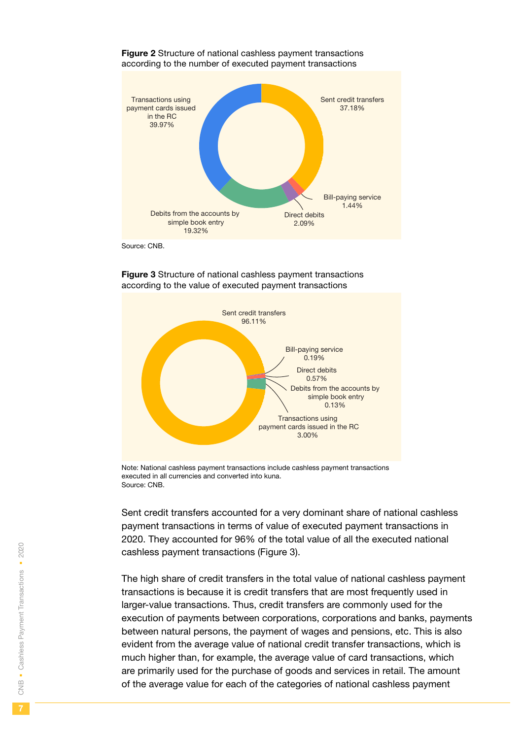**Figure 2** Structure of national cashless payment transactions according to the number of executed payment transactions

Transactions using payment cards issued in the RC 39.97%

Sent credit transfers 37.18%

Bill-paying service 1.44%

Direct debits 2.09%

Debits from the accounts by simple book entry 19.32%

Source: CNB.

**Figure 3** Structure of national cashless payment transactions according to the value of executed payment transactions

Sent credit transfers 96.11%

Bill-paying service 0.19%

Direct debits 0.57%

Debits from the accounts by simple book entry 0.13%

Transactions using payment cards issued in the RC 3.00%

Note: National cashless payment transactions include cashless payment transactions executed in all currencies and converted into kuna.
Source: CNB.

Sent credit transfers accounted for a very dominant share of national cashless payment transactions in terms of value of executed payment transactions in 2020. They accounted for 96% of the total value of all the executed national cashless payment transactions (Figure 3).

The high share of credit transfers in the total value of national cashless payment transactions is because it is credit transfers that are most frequently used in larger-value transactions. Thus, credit transfers are commonly used for the execution of payments between corporations, corporations and banks, payments between natural persons, the payment of wages and pensions, etc. This is also evident from the average value of national credit transfer transactions, which is much higher than, for example, the average value of card transactions, which are primarily used for the purchase of goods and services in retail. The amount of the average value for each of the categories of national cashless payment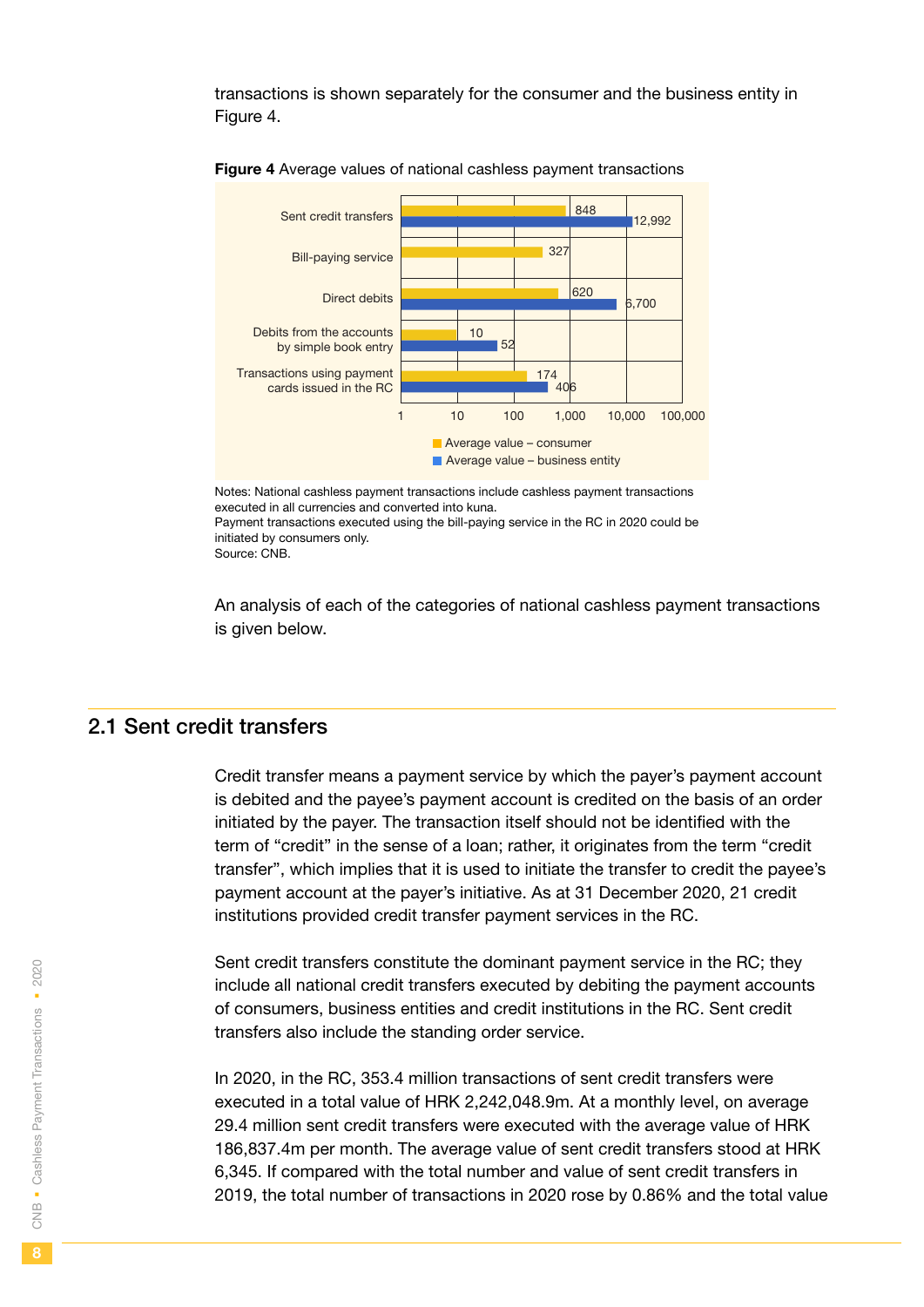transactions is shown separately for the consumer and the business entity in Figure 4.

**Figure 4** Average values of national cashless payment transactions

| | Average value – consumer | Average value – business entity |
|---|---|---|
| Sent credit transfers | 848 | 12,992 |
| Bill-paying service | 327 | |
| Direct debits | 620 | 6,700 |
| Debits from the accounts by simple book entry | 10 | 52 |
| Transactions using payment cards issued in the RC | 174 | 406 |

Notes: National cashless payment transactions include cashless payment transactions executed in all currencies and converted into kuna.
Payment transactions executed using the bill-paying service in the RC in 2020 could be initiated by consumers only.
Source: CNB.

An analysis of each of the categories of national cashless payment transactions is given below.

## 2.1 Sent credit transfers

Credit transfer means a payment service by which the payer's payment account is debited and the payee's payment account is credited on the basis of an order initiated by the payer. The transaction itself should not be identified with the term of "credit" in the sense of a loan; rather, it originates from the term "credit transfer", which implies that it is used to initiate the transfer to credit the payee's payment account at the payer's initiative. As at 31 December 2020, 21 credit institutions provided credit transfer payment services in the RC.

Sent credit transfers constitute the dominant payment service in the RC; they include all national credit transfers executed by debiting the payment accounts of consumers, business entities and credit institutions in the RC. Sent credit transfers also include the standing order service.

In 2020, in the RC, 353.4 million transactions of sent credit transfers were executed in a total value of HRK 2,242,048.9m. At a monthly level, on average 29.4 million sent credit transfers were executed with the average value of HRK 186,837.4m per month. The average value of sent credit transfers stood at HRK 6,345. If compared with the total number and value of sent credit transfers in 2019, the total number of transactions in 2020 rose by 0.86% and the total value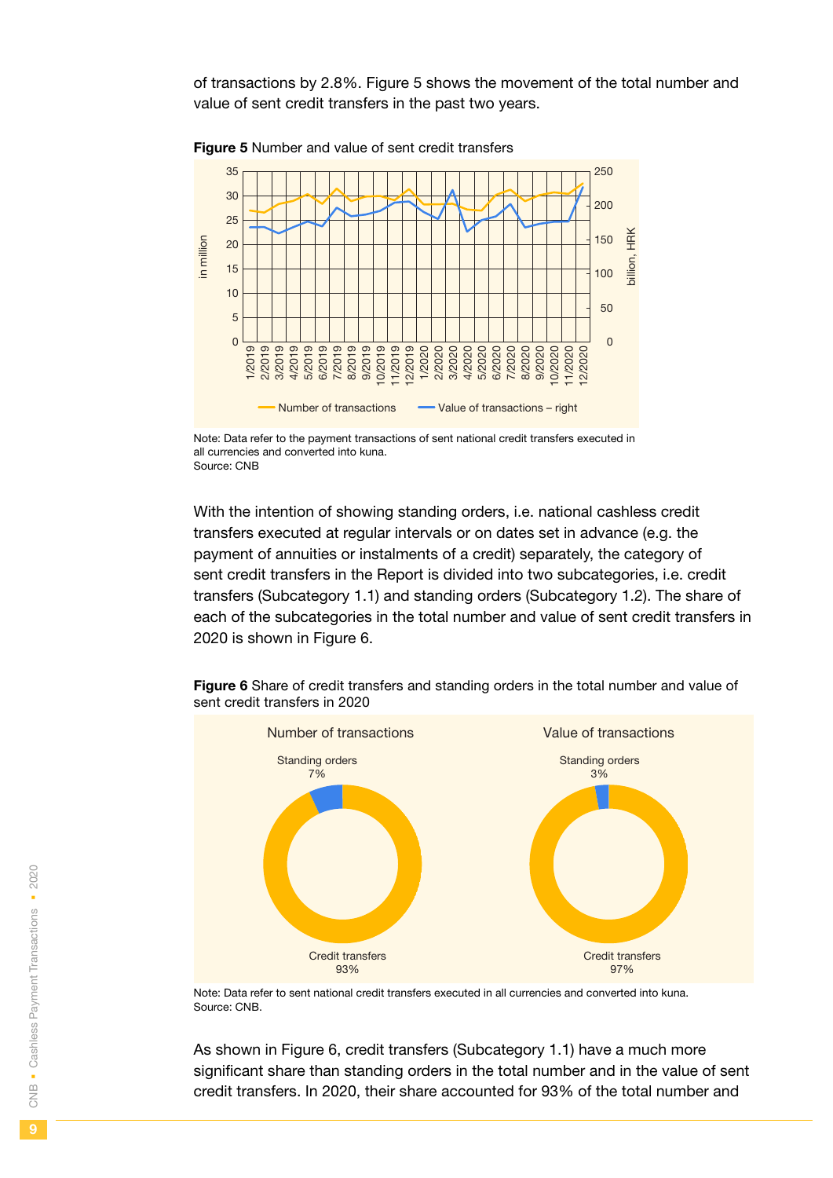of transactions by 2.8%. Figure 5 shows the movement of the total number and value of sent credit transfers in the past two years.

**Figure 5** Number and value of sent credit transfers

Note: Data refer to the payment transactions of sent national credit transfers executed in all currencies and converted into kuna.
Source: CNB

With the intention of showing standing orders, i.e. national cashless credit transfers executed at regular intervals or on dates set in advance (e.g. the payment of annuities or instalments of a credit) separately, the category of sent credit transfers in the Report is divided into two subcategories, i.e. credit transfers (Subcategory 1.1) and standing orders (Subcategory 1.2). The share of each of the subcategories in the total number and value of sent credit transfers in 2020 is shown in Figure 6.

**Figure 6** Share of credit transfers and standing orders in the total number and value of sent credit transfers in 2020

Note: Data refer to sent national credit transfers executed in all currencies and converted into kuna.
Source: CNB.

As shown in Figure 6, credit transfers (Subcategory 1.1) have a much more significant share than standing orders in the total number and in the value of sent credit transfers. In 2020, their share accounted for 93% of the total number and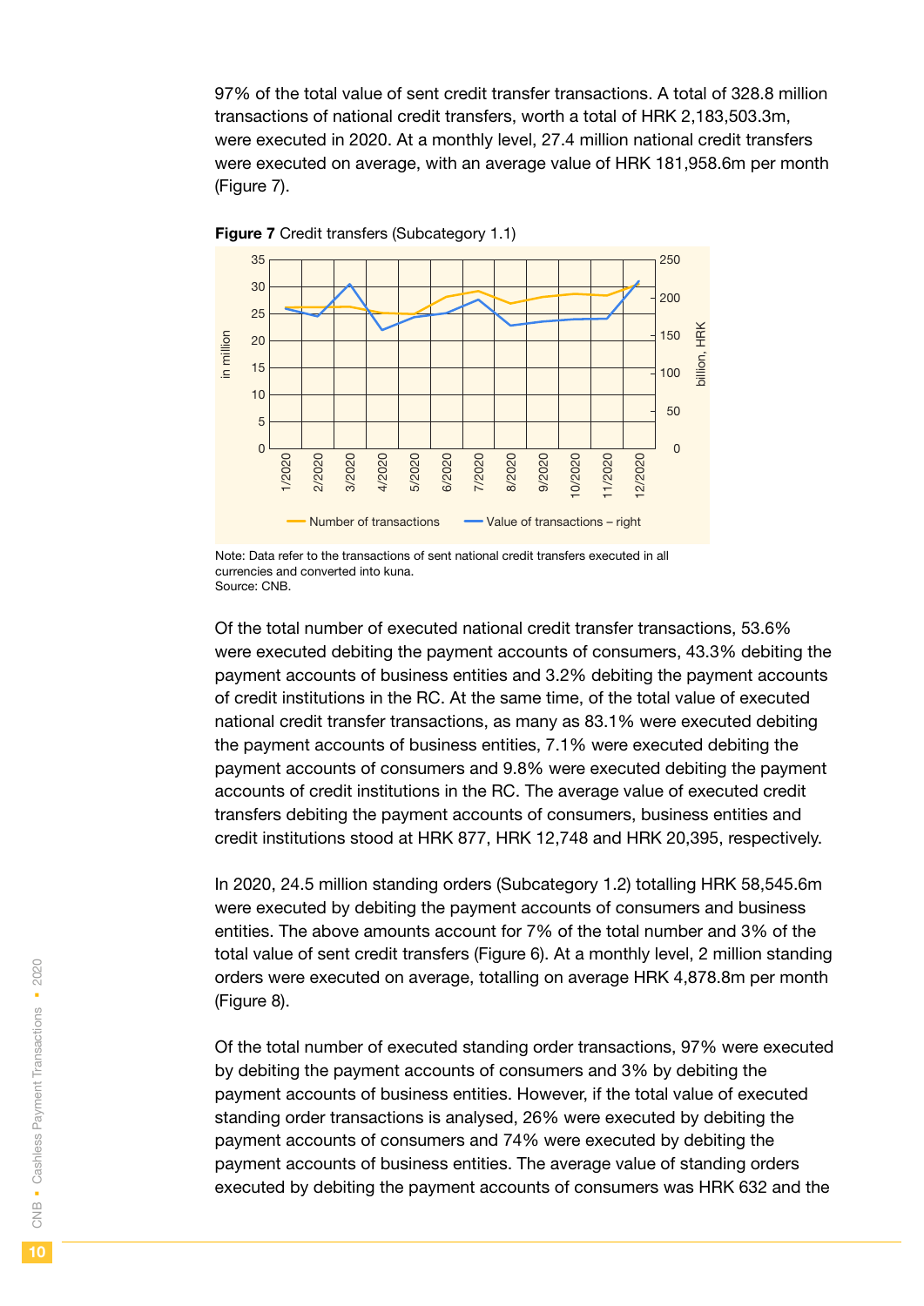97% of the total value of sent credit transfer transactions. A total of 328.8 million transactions of national credit transfers, worth a total of HRK 2,183,503.3m, were executed in 2020. At a monthly level, 27.4 million national credit transfers were executed on average, with an average value of HRK 181,958.6m per month (Figure 7).

**Figure 7** Credit transfers (Subcategory 1.1)

Note: Data refer to the transactions of sent national credit transfers executed in all currencies and converted into kuna.
Source: CNB.

Of the total number of executed national credit transfer transactions, 53.6% were executed debiting the payment accounts of consumers, 43.3% debiting the payment accounts of business entities and 3.2% debiting the payment accounts of credit institutions in the RC. At the same time, of the total value of executed national credit transfer transactions, as many as 83.1% were executed debiting the payment accounts of business entities, 7.1% were executed debiting the payment accounts of consumers and 9.8% were executed debiting the payment accounts of credit institutions in the RC. The average value of executed credit transfers debiting the payment accounts of consumers, business entities and credit institutions stood at HRK 877, HRK 12,748 and HRK 20,395, respectively.

In 2020, 24.5 million standing orders (Subcategory 1.2) totalling HRK 58,545.6m were executed by debiting the payment accounts of consumers and business entities. The above amounts account for 7% of the total number and 3% of the total value of sent credit transfers (Figure 6). At a monthly level, 2 million standing orders were executed on average, totalling on average HRK 4,878.8m per month (Figure 8).

Of the total number of executed standing order transactions, 97% were executed by debiting the payment accounts of consumers and 3% by debiting the payment accounts of business entities. However, if the total value of executed standing order transactions is analysed, 26% were executed by debiting the payment accounts of consumers and 74% were executed by debiting the payment accounts of business entities. The average value of standing orders executed by debiting the payment accounts of consumers was HRK 632 and the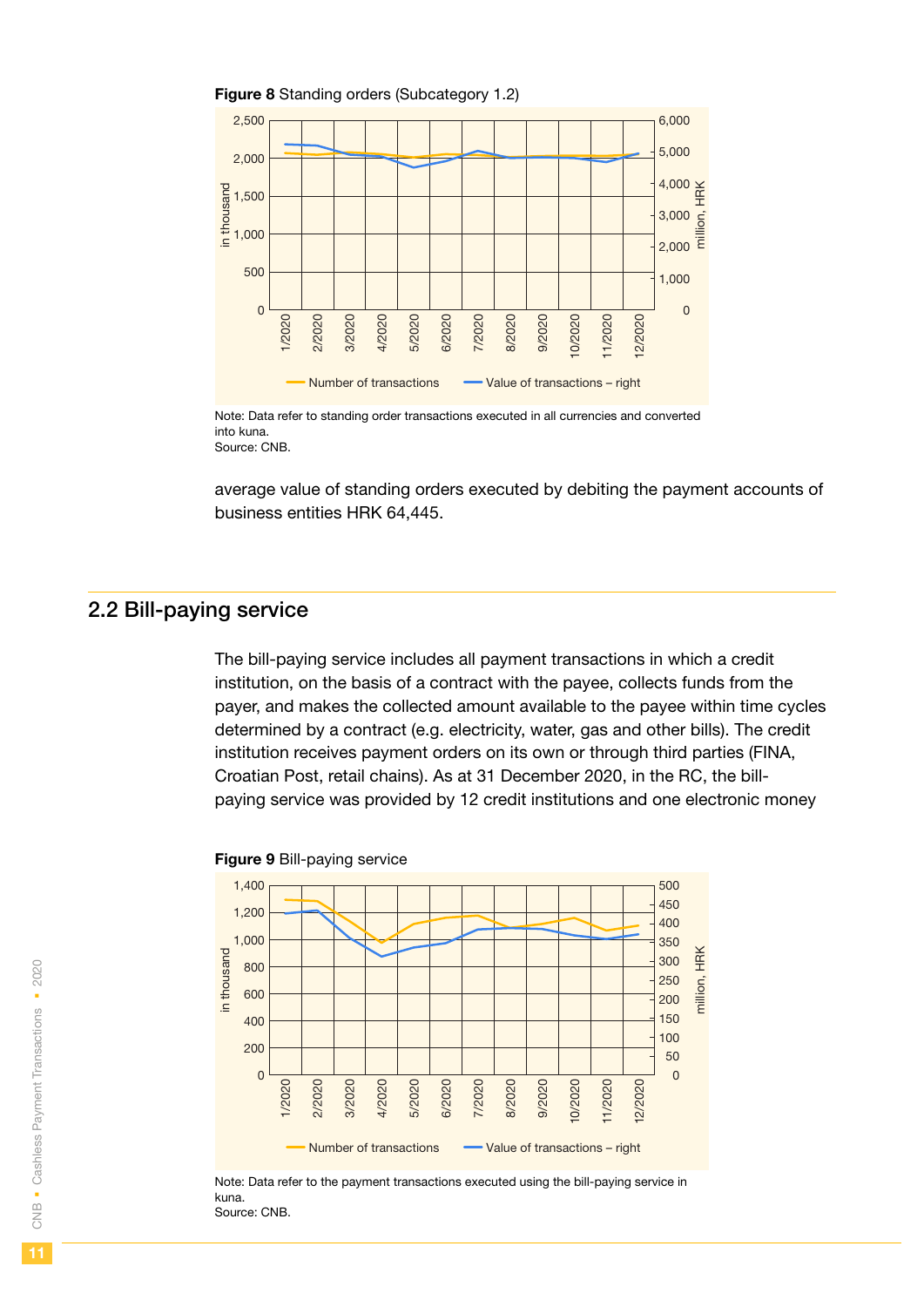**Figure 8** Standing orders (Subcategory 1.2)

Note: Data refer to standing order transactions executed in all currencies and converted into kuna.
Source: CNB.

average value of standing orders executed by debiting the payment accounts of business entities HRK 64,445.

## 2.2 Bill-paying service

The bill-paying service includes all payment transactions in which a credit institution, on the basis of a contract with the payee, collects funds from the payer, and makes the collected amount available to the payee within time cycles determined by a contract (e.g. electricity, water, gas and other bills). The credit institution receives payment orders on its own or through third parties (FINA, Croatian Post, retail chains). As at 31 December 2020, in the RC, the bill-paying service was provided by 12 credit institutions and one electronic money

**Figure 9** Bill-paying service

Note: Data refer to the payment transactions executed using the bill-paying service in kuna.
Source: CNB.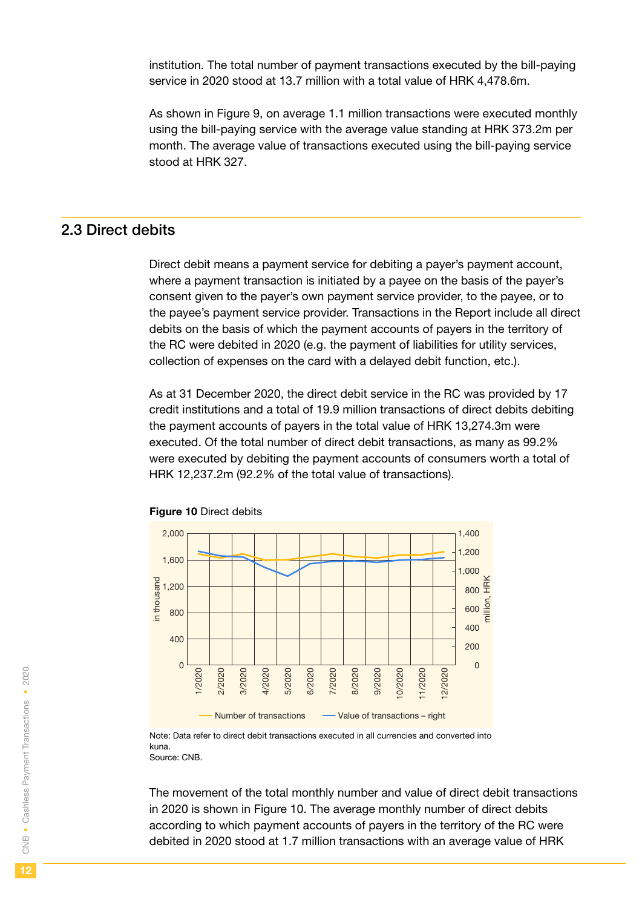institution. The total number of payment transactions executed by the bill-paying service in 2020 stood at 13.7 million with a total value of HRK 4,478.6m.

As shown in Figure 9, on average 1.1 million transactions were executed monthly using the bill-paying service with the average value standing at HRK 373.2m per month. The average value of transactions executed using the bill-paying service stood at HRK 327.

## 2.3 Direct debits

Direct debit means a payment service for debiting a payer's payment account, where a payment transaction is initiated by a payee on the basis of the payer's consent given to the payer's own payment service provider, to the payee, or to the payee's payment service provider. Transactions in the Report include all direct debits on the basis of which the payment accounts of payers in the territory of the RC were debited in 2020 (e.g. the payment of liabilities for utility services, collection of expenses on the card with a delayed debit function, etc.).

As at 31 December 2020, the direct debit service in the RC was provided by 17 credit institutions and a total of 19.9 million transactions of direct debits debiting the payment accounts of payers in the total value of HRK 13,274.3m were executed. Of the total number of direct debit transactions, as many as 99.2% were executed by debiting the payment accounts of consumers worth a total of HRK 12,237.2m (92.2% of the total value of transactions).

**Figure 10** Direct debits

Note: Data refer to direct debit transactions executed in all currencies and converted into kuna.
Source: CNB.

The movement of the total monthly number and value of direct debit transactions in 2020 is shown in Figure 10. The average monthly number of direct debits according to which payment accounts of payers in the territory of the RC were debited in 2020 stood at 1.7 million transactions with an average value of HRK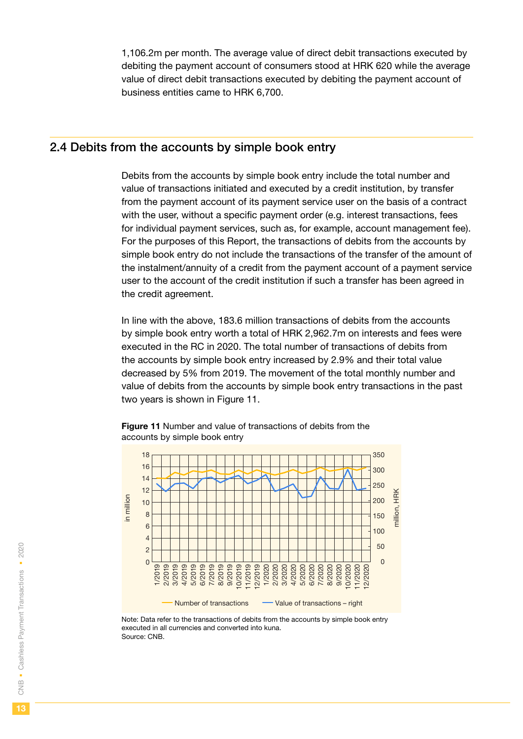1,106.2m per month. The average value of direct debit transactions executed by debiting the payment account of consumers stood at HRK 620 while the average value of direct debit transactions executed by debiting the payment account of business entities came to HRK 6,700.

## 2.4 Debits from the accounts by simple book entry

Debits from the accounts by simple book entry include the total number and value of transactions initiated and executed by a credit institution, by transfer from the payment account of its payment service user on the basis of a contract with the user, without a specific payment order (e.g. interest transactions, fees for individual payment services, such as, for example, account management fee). For the purposes of this Report, the transactions of debits from the accounts by simple book entry do not include the transactions of the transfer of the amount of the instalment/annuity of a credit from the payment account of a payment service user to the account of the credit institution if such a transfer has been agreed in the credit agreement.

In line with the above, 183.6 million transactions of debits from the accounts by simple book entry worth a total of HRK 2,962.7m on interests and fees were executed in the RC in 2020. The total number of transactions of debits from the accounts by simple book entry increased by 2.9% and their total value decreased by 5% from 2019. The movement of the total monthly number and value of debits from the accounts by simple book entry transactions in the past two years is shown in Figure 11.

**Figure 11** Number and value of transactions of debits from the accounts by simple book entry

Note: Data refer to the transactions of debits from the accounts by simple book entry executed in all currencies and converted into kuna.
Source: CNB.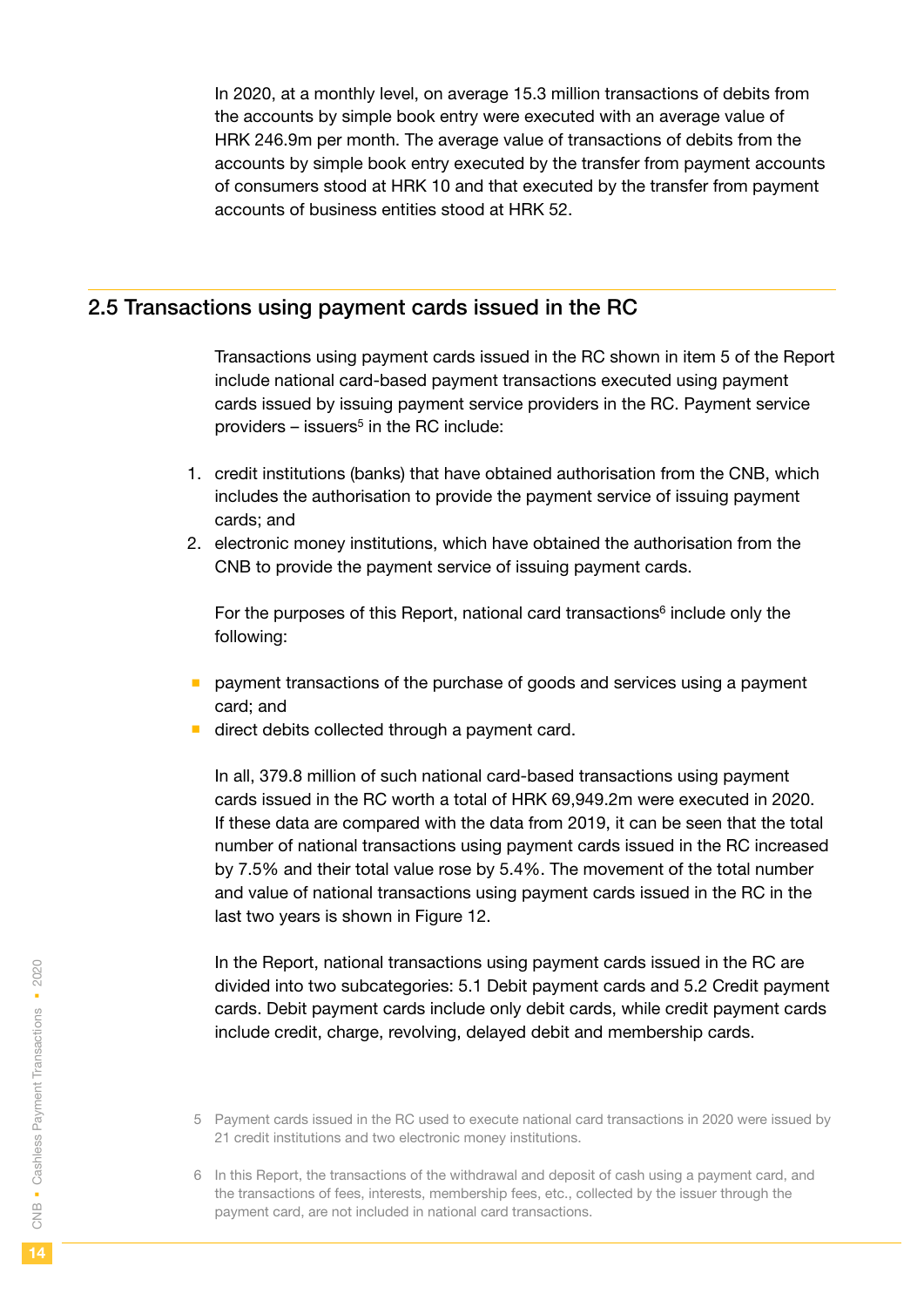In 2020, at a monthly level, on average 15.3 million transactions of debits from the accounts by simple book entry were executed with an average value of HRK 246.9m per month. The average value of transactions of debits from the accounts by simple book entry executed by the transfer from payment accounts of consumers stood at HRK 10 and that executed by the transfer from payment accounts of business entities stood at HRK 52.

## 2.5 Transactions using payment cards issued in the RC

Transactions using payment cards issued in the RC shown in item 5 of the Report include national card-based payment transactions executed using payment cards issued by issuing payment service providers in the RC. Payment service providers – issuers[5] in the RC include:

1. credit institutions (banks) that have obtained authorisation from the CNB, which includes the authorisation to provide the payment service of issuing payment cards; and
2. electronic money institutions, which have obtained the authorisation from the CNB to provide the payment service of issuing payment cards.

For the purposes of this Report, national card transactions[6] include only the following:

- payment transactions of the purchase of goods and services using a payment card; and
- direct debits collected through a payment card.

In all, 379.8 million of such national card-based transactions using payment cards issued in the RC worth a total of HRK 69,949.2m were executed in 2020. If these data are compared with the data from 2019, it can be seen that the total number of national transactions using payment cards issued in the RC increased by 7.5% and their total value rose by 5.4%. The movement of the total number and value of national transactions using payment cards issued in the RC in the last two years is shown in Figure 12.

In the Report, national transactions using payment cards issued in the RC are divided into two subcategories: 5.1 Debit payment cards and 5.2 Credit payment cards. Debit payment cards include only debit cards, while credit payment cards include credit, charge, revolving, delayed debit and membership cards.

5 Payment cards issued in the RC used to execute national card transactions in 2020 were issued by 21 credit institutions and two electronic money institutions.

6 In this Report, the transactions of the withdrawal and deposit of cash using a payment card, and the transactions of fees, interests, membership fees, etc., collected by the issuer through the payment card, are not included in national card transactions.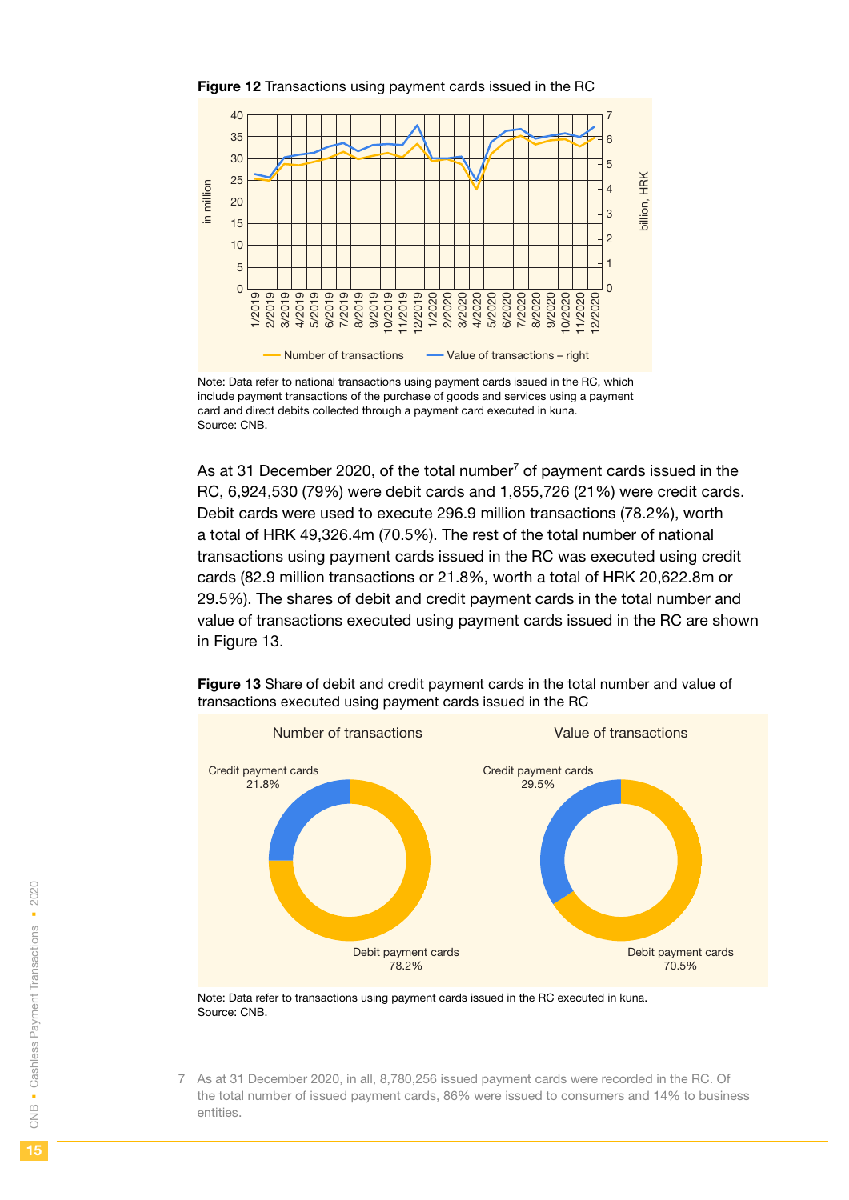**Figure 12** Transactions using payment cards issued in the RC

Note: Data refer to national transactions using payment cards issued in the RC, which include payment transactions of the purchase of goods and services using a payment card and direct debits collected through a payment card executed in kuna.
Source: CNB.

As at 31 December 2020, of the total number[7] of payment cards issued in the RC, 6,924,530 (79%) were debit cards and 1,855,726 (21%) were credit cards. Debit cards were used to execute 296.9 million transactions (78.2%), worth a total of HRK 49,326.4m (70.5%). The rest of the total number of national transactions using payment cards issued in the RC was executed using credit cards (82.9 million transactions or 21.8%, worth a total of HRK 20,622.8m or 29.5%). The shares of debit and credit payment cards in the total number and value of transactions executed using payment cards issued in the RC are shown in Figure 13.

**Figure 13** Share of debit and credit payment cards in the total number and value of transactions executed using payment cards issued in the RC

Note: Data refer to transactions using payment cards issued in the RC executed in kuna.
Source: CNB.

7 As at 31 December 2020, in all, 8,780,256 issued payment cards were recorded in the RC. Of the total number of issued payment cards, 86% were issued to consumers and 14% to business entities.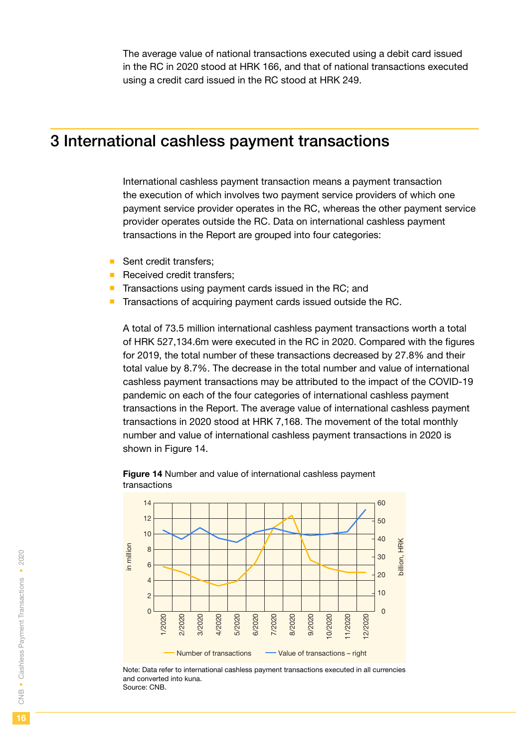The average value of national transactions executed using a debit card issued in the RC in 2020 stood at HRK 166, and that of national transactions executed using a credit card issued in the RC stood at HRK 249.

# 3 International cashless payment transactions

International cashless payment transaction means a payment transaction the execution of which involves two payment service providers of which one payment service provider operates in the RC, whereas the other payment service provider operates outside the RC. Data on international cashless payment transactions in the Report are grouped into four categories:

- Sent credit transfers;
- Received credit transfers;
- Transactions using payment cards issued in the RC; and
- Transactions of acquiring payment cards issued outside the RC.

A total of 73.5 million international cashless payment transactions worth a total of HRK 527,134.6m were executed in the RC in 2020. Compared with the figures for 2019, the total number of these transactions decreased by 27.8% and their total value by 8.7%. The decrease in the total number and value of international cashless payment transactions may be attributed to the impact of the COVID-19 pandemic on each of the four categories of international cashless payment transactions in the Report. The average value of international cashless payment transactions in 2020 stood at HRK 7,168. The movement of the total monthly number and value of international cashless payment transactions in 2020 is shown in Figure 14.

**Figure 14** Number and value of international cashless payment transactions

Note: Data refer to international cashless payment transactions executed in all currencies and converted into kuna.
Source: CNB.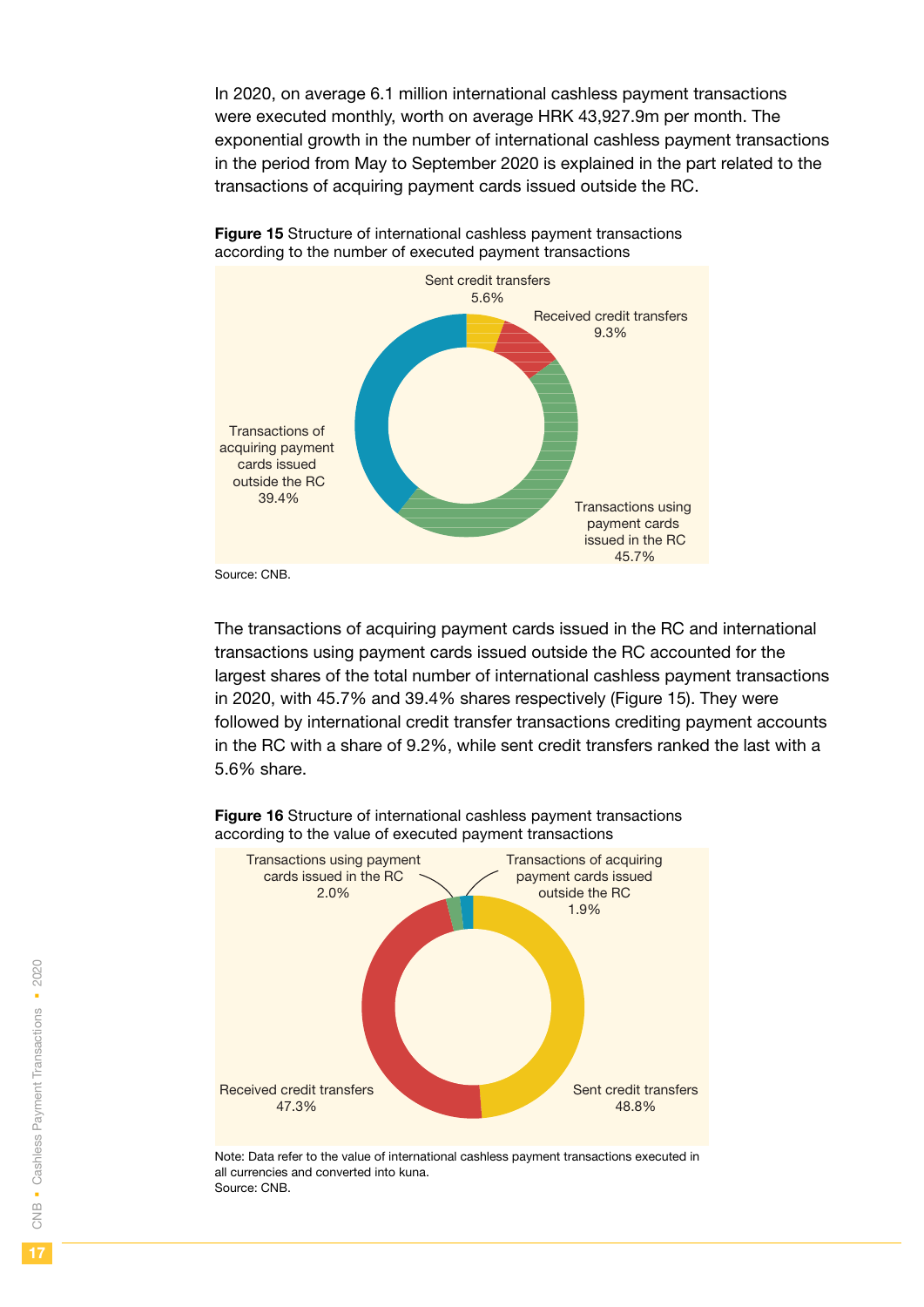In 2020, on average 6.1 million international cashless payment transactions were executed monthly, worth on average HRK 43,927.9m per month. The exponential growth in the number of international cashless payment transactions in the period from May to September 2020 is explained in the part related to the transactions of acquiring payment cards issued outside the RC.

**Figure 15** Structure of international cashless payment transactions according to the number of executed payment transactions

Sent credit transfers 5.6%

Received credit transfers 9.3%

Transactions using payment cards issued in the RC 45.7%

Transactions of acquiring payment cards issued outside the RC 39.4%

Source: CNB.

The transactions of acquiring payment cards issued in the RC and international transactions using payment cards issued outside the RC accounted for the largest shares of the total number of international cashless payment transactions in 2020, with 45.7% and 39.4% shares respectively (Figure 15). They were followed by international credit transfer transactions crediting payment accounts in the RC with a share of 9.2%, while sent credit transfers ranked the last with a 5.6% share.

**Figure 16** Structure of international cashless payment transactions according to the value of executed payment transactions

Transactions using payment cards issued in the RC 2.0%

Transactions of acquiring payment cards issued outside the RC 1.9%

Received credit transfers 47.3%

Sent credit transfers 48.8%

Note: Data refer to the value of international cashless payment transactions executed in all currencies and converted into kuna.
Source: CNB.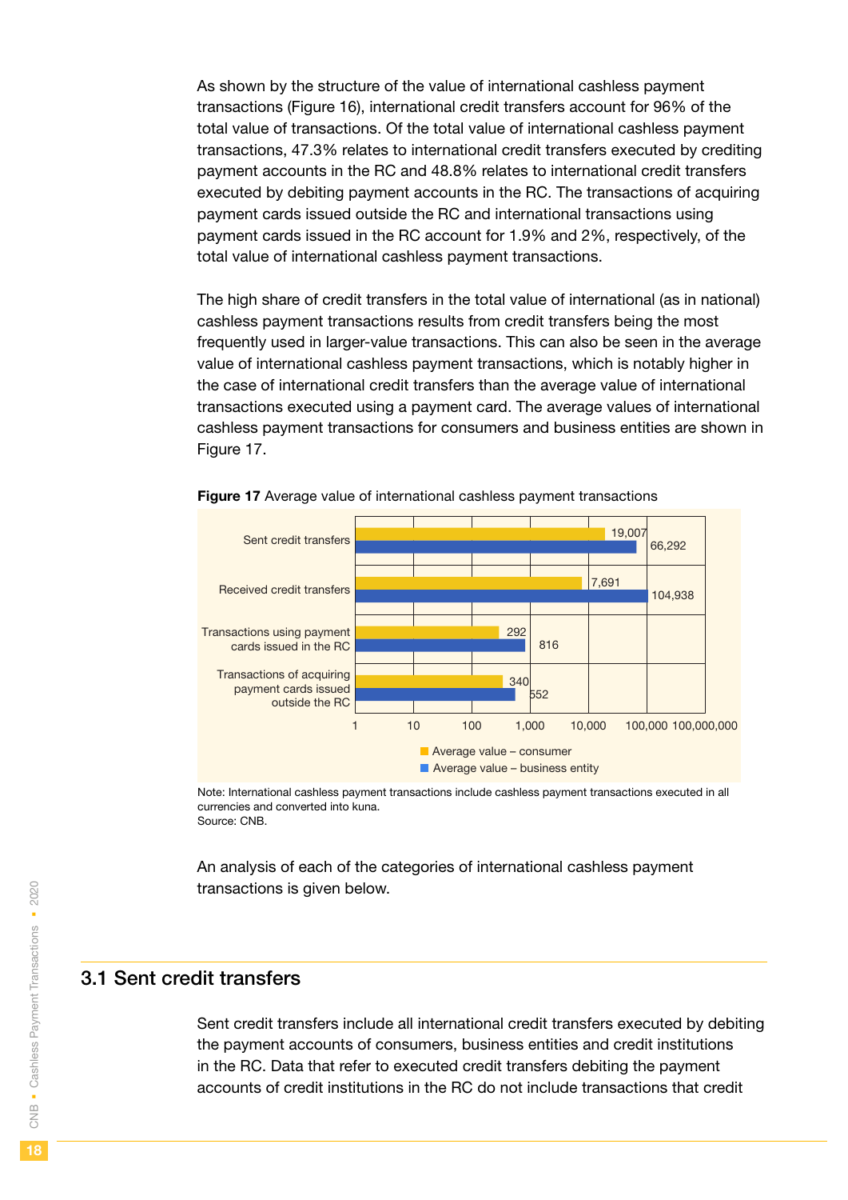As shown by the structure of the value of international cashless payment transactions (Figure 16), international credit transfers account for 96% of the total value of transactions. Of the total value of international cashless payment transactions, 47.3% relates to international credit transfers executed by crediting payment accounts in the RC and 48.8% relates to international credit transfers executed by debiting payment accounts in the RC. The transactions of acquiring payment cards issued outside the RC and international transactions using payment cards issued in the RC account for 1.9% and 2%, respectively, of the total value of international cashless payment transactions.

The high share of credit transfers in the total value of international (as in national) cashless payment transactions results from credit transfers being the most frequently used in larger-value transactions. This can also be seen in the average value of international cashless payment transactions, which is notably higher in the case of international credit transfers than the average value of international transactions executed using a payment card. The average values of international cashless payment transactions for consumers and business entities are shown in Figure 17.

**Figure 17** Average value of international cashless payment transactions

| | Average value – consumer | Average value – business entity |
|---|---|---|
| Sent credit transfers | 19,007 | 66,292 |
| Received credit transfers | 7,691 | 104,938 |
| Transactions using payment cards issued in the RC | 292 | 816 |
| Transactions of acquiring payment cards issued outside the RC | 340 | 552 |

Note: International cashless payment transactions include cashless payment transactions executed in all currencies and converted into kuna.
Source: CNB.

An analysis of each of the categories of international cashless payment transactions is given below.

## 3.1 Sent credit transfers

Sent credit transfers include all international credit transfers executed by debiting the payment accounts of consumers, business entities and credit institutions in the RC. Data that refer to executed credit transfers debiting the payment accounts of credit institutions in the RC do not include transactions that credit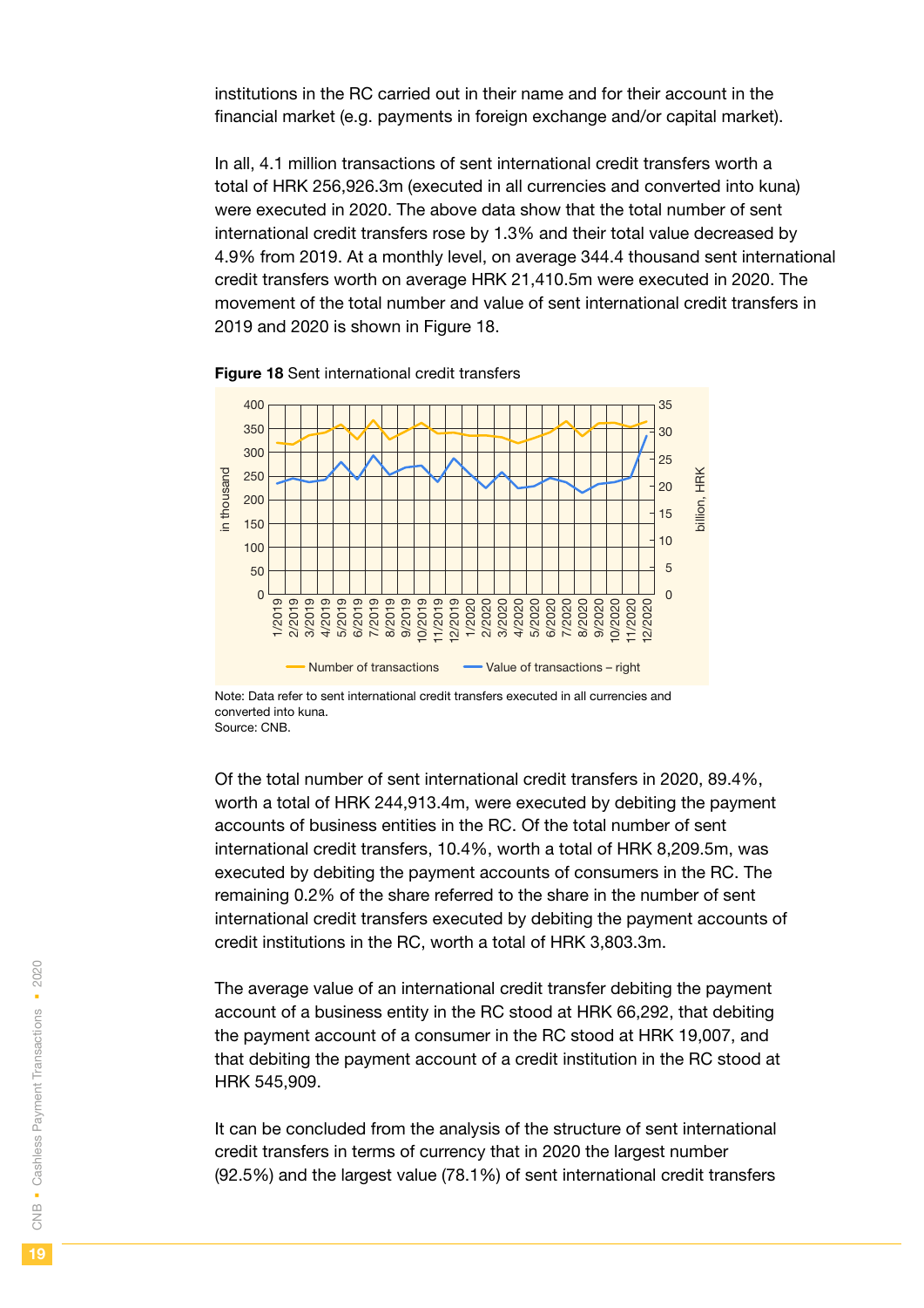institutions in the RC carried out in their name and for their account in the financial market (e.g. payments in foreign exchange and/or capital market).

In all, 4.1 million transactions of sent international credit transfers worth a total of HRK 256,926.3m (executed in all currencies and converted into kuna) were executed in 2020. The above data show that the total number of sent international credit transfers rose by 1.3% and their total value decreased by 4.9% from 2019. At a monthly level, on average 344.4 thousand sent international credit transfers worth on average HRK 21,410.5m were executed in 2020. The movement of the total number and value of sent international credit transfers in 2019 and 2020 is shown in Figure 18.

**Figure 18** Sent international credit transfers

Note: Data refer to sent international credit transfers executed in all currencies and converted into kuna.
Source: CNB.

Of the total number of sent international credit transfers in 2020, 89.4%, worth a total of HRK 244,913.4m, were executed by debiting the payment accounts of business entities in the RC. Of the total number of sent international credit transfers, 10.4%, worth a total of HRK 8,209.5m, was executed by debiting the payment accounts of consumers in the RC. The remaining 0.2% of the share referred to the share in the number of sent international credit transfers executed by debiting the payment accounts of credit institutions in the RC, worth a total of HRK 3,803.3m.

The average value of an international credit transfer debiting the payment account of a business entity in the RC stood at HRK 66,292, that debiting the payment account of a consumer in the RC stood at HRK 19,007, and that debiting the payment account of a credit institution in the RC stood at HRK 545,909.

It can be concluded from the analysis of the structure of sent international credit transfers in terms of currency that in 2020 the largest number (92.5%) and the largest value (78.1%) of sent international credit transfers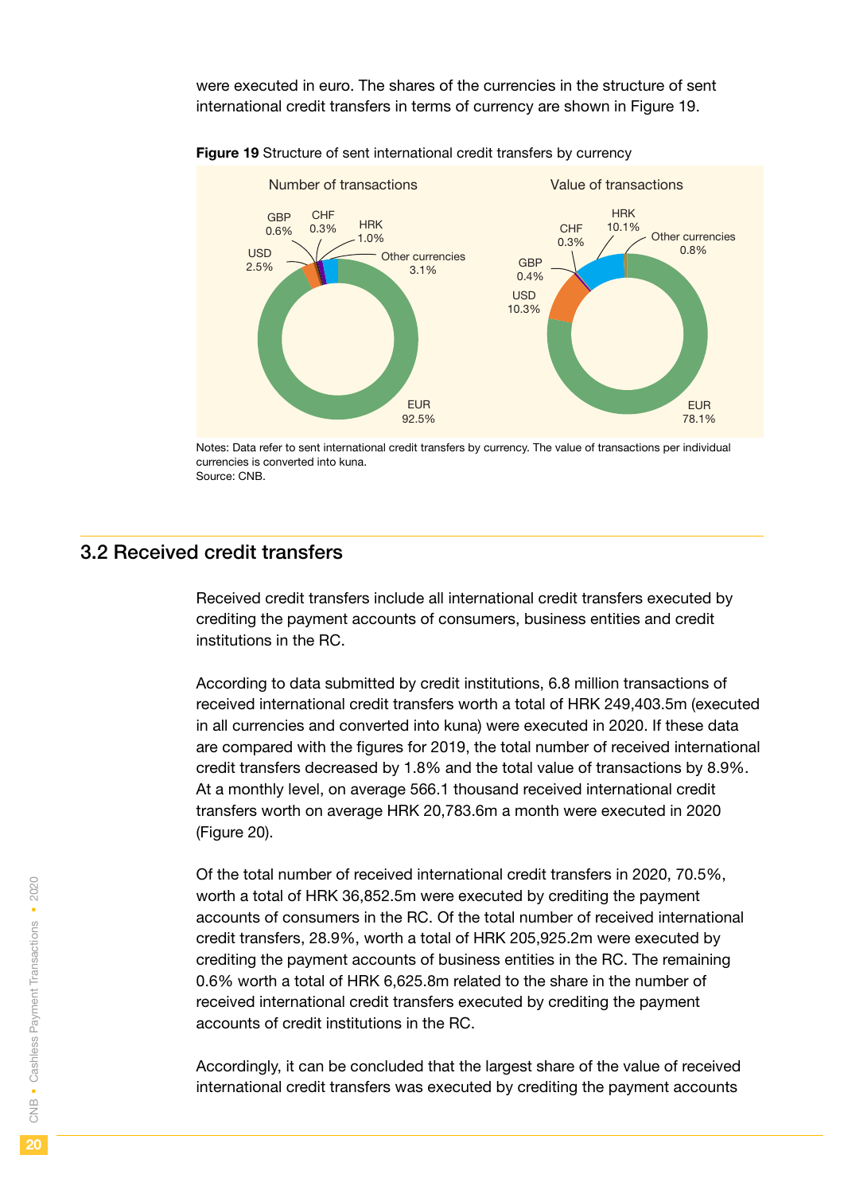were executed in euro. The shares of the currencies in the structure of sent international credit transfers in terms of currency are shown in Figure 19.

**Figure 19** Structure of sent international credit transfers by currency

| Currency | Number of transactions | Value of transactions |
|---|---|---|
| EUR | 92.5% | 78.1% |
| USD | 2.5% | 10.3% |
| GBP | 0.6% | 0.4% |
| CHF | 0.3% | 0.3% |
| HRK | 1.0% | 10.1% |
| Other currencies | 3.1% | 0.8% |

Notes: Data refer to sent international credit transfers by currency. The value of transactions per individual currencies is converted into kuna.
Source: CNB.

## 3.2 Received credit transfers

Received credit transfers include all international credit transfers executed by crediting the payment accounts of consumers, business entities and credit institutions in the RC.

According to data submitted by credit institutions, 6.8 million transactions of received international credit transfers worth a total of HRK 249,403.5m (executed in all currencies and converted into kuna) were executed in 2020. If these data are compared with the figures for 2019, the total number of received international credit transfers decreased by 1.8% and the total value of transactions by 8.9%. At a monthly level, on average 566.1 thousand received international credit transfers worth on average HRK 20,783.6m a month were executed in 2020 (Figure 20).

Of the total number of received international credit transfers in 2020, 70.5%, worth a total of HRK 36,852.5m were executed by crediting the payment accounts of consumers in the RC. Of the total number of received international credit transfers, 28.9%, worth a total of HRK 205,925.2m were executed by crediting the payment accounts of business entities in the RC. The remaining 0.6% worth a total of HRK 6,625.8m related to the share in the number of received international credit transfers executed by crediting the payment accounts of credit institutions in the RC.

Accordingly, it can be concluded that the largest share of the value of received international credit transfers was executed by crediting the payment accounts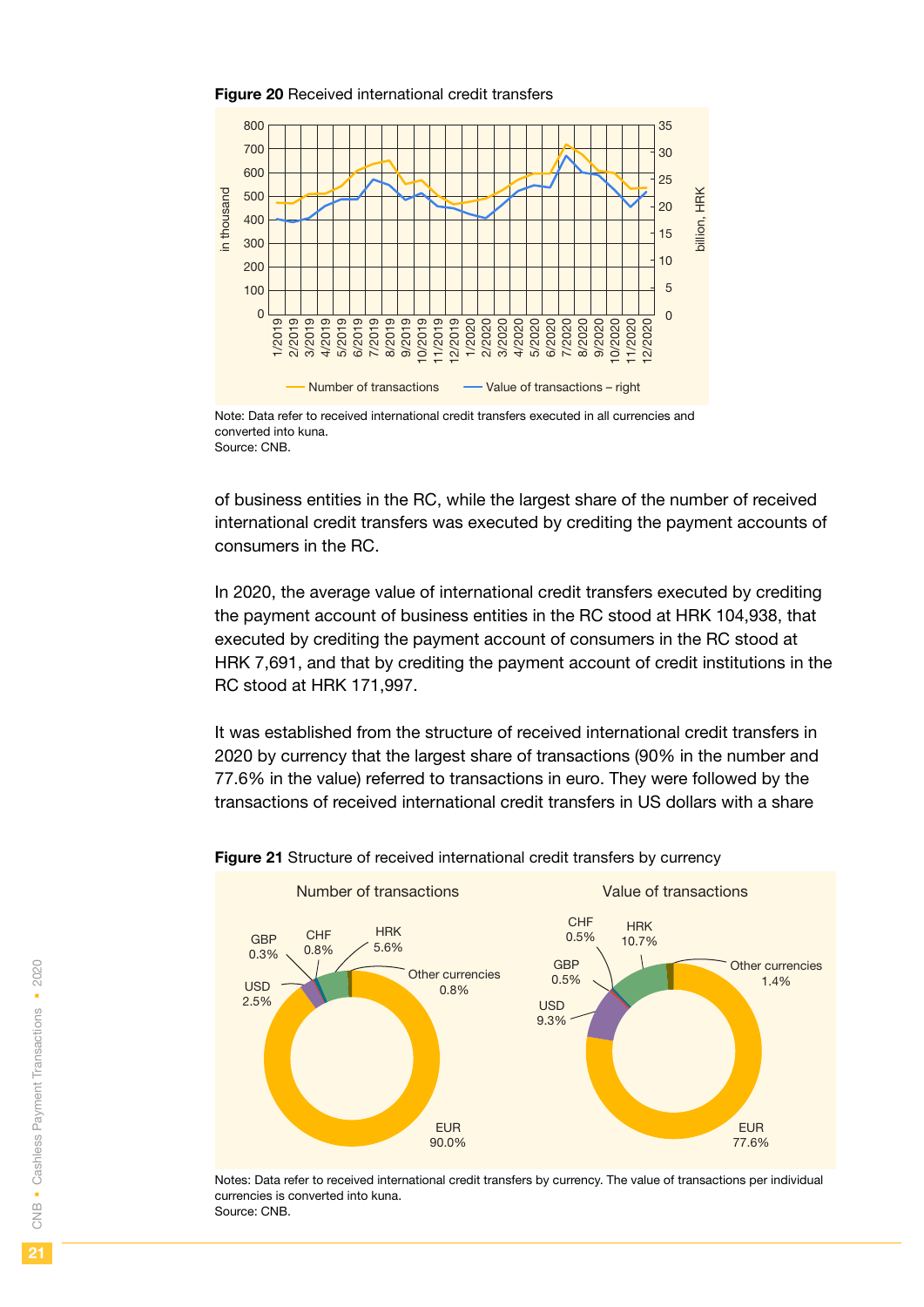**Figure 20** Received international credit transfers

Note: Data refer to received international credit transfers executed in all currencies and converted into kuna.
Source: CNB.

of business entities in the RC, while the largest share of the number of received international credit transfers was executed by crediting the payment accounts of consumers in the RC.

In 2020, the average value of international credit transfers executed by crediting the payment account of business entities in the RC stood at HRK 104,938, that executed by crediting the payment account of consumers in the RC stood at HRK 7,691, and that by crediting the payment account of credit institutions in the RC stood at HRK 171,997.

It was established from the structure of received international credit transfers in 2020 by currency that the largest share of transactions (90% in the number and 77.6% in the value) referred to transactions in euro. They were followed by the transactions of received international credit transfers in US dollars with a share

**Figure 21** Structure of received international credit transfers by currency

Notes: Data refer to received international credit transfers by currency. The value of transactions per individual currencies is converted into kuna.
Source: CNB.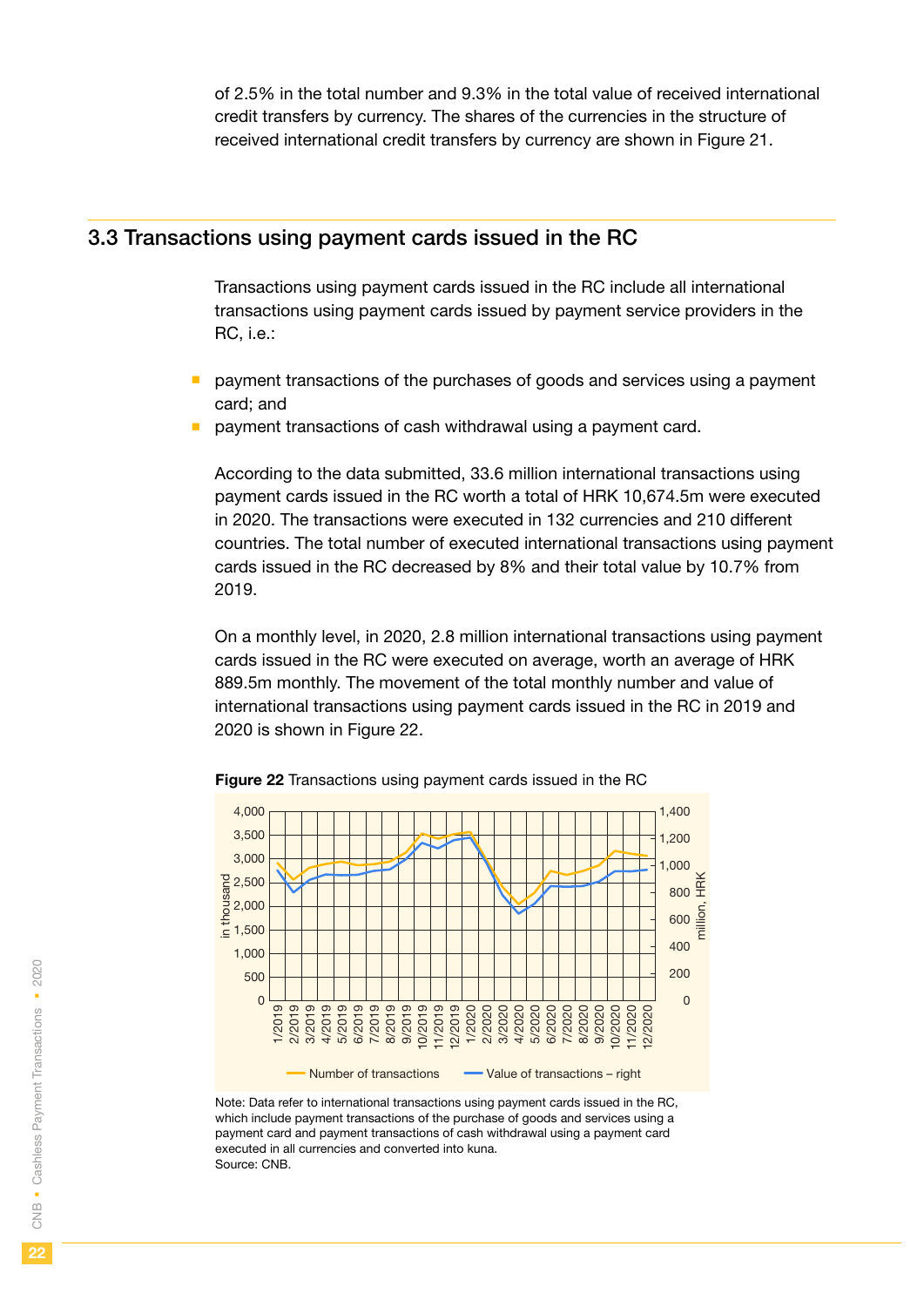of 2.5% in the total number and 9.3% in the total value of received international credit transfers by currency. The shares of the currencies in the structure of received international credit transfers by currency are shown in Figure 21.

## 3.3 Transactions using payment cards issued in the RC

Transactions using payment cards issued in the RC include all international transactions using payment cards issued by payment service providers in the RC, i.e.:

- payment transactions of the purchases of goods and services using a payment card; and
- payment transactions of cash withdrawal using a payment card.

According to the data submitted, 33.6 million international transactions using payment cards issued in the RC worth a total of HRK 10,674.5m were executed in 2020. The transactions were executed in 132 currencies and 210 different countries. The total number of executed international transactions using payment cards issued in the RC decreased by 8% and their total value by 10.7% from 2019.

On a monthly level, in 2020, 2.8 million international transactions using payment cards issued in the RC were executed on average, worth an average of HRK 889.5m monthly. The movement of the total monthly number and value of international transactions using payment cards issued in the RC in 2019 and 2020 is shown in Figure 22.

**Figure 22** Transactions using payment cards issued in the RC

Note: Data refer to international transactions using payment cards issued in the RC, which include payment transactions of the purchase of goods and services using a payment card and payment transactions of cash withdrawal using a payment card executed in all currencies and converted into kuna.
Source: CNB.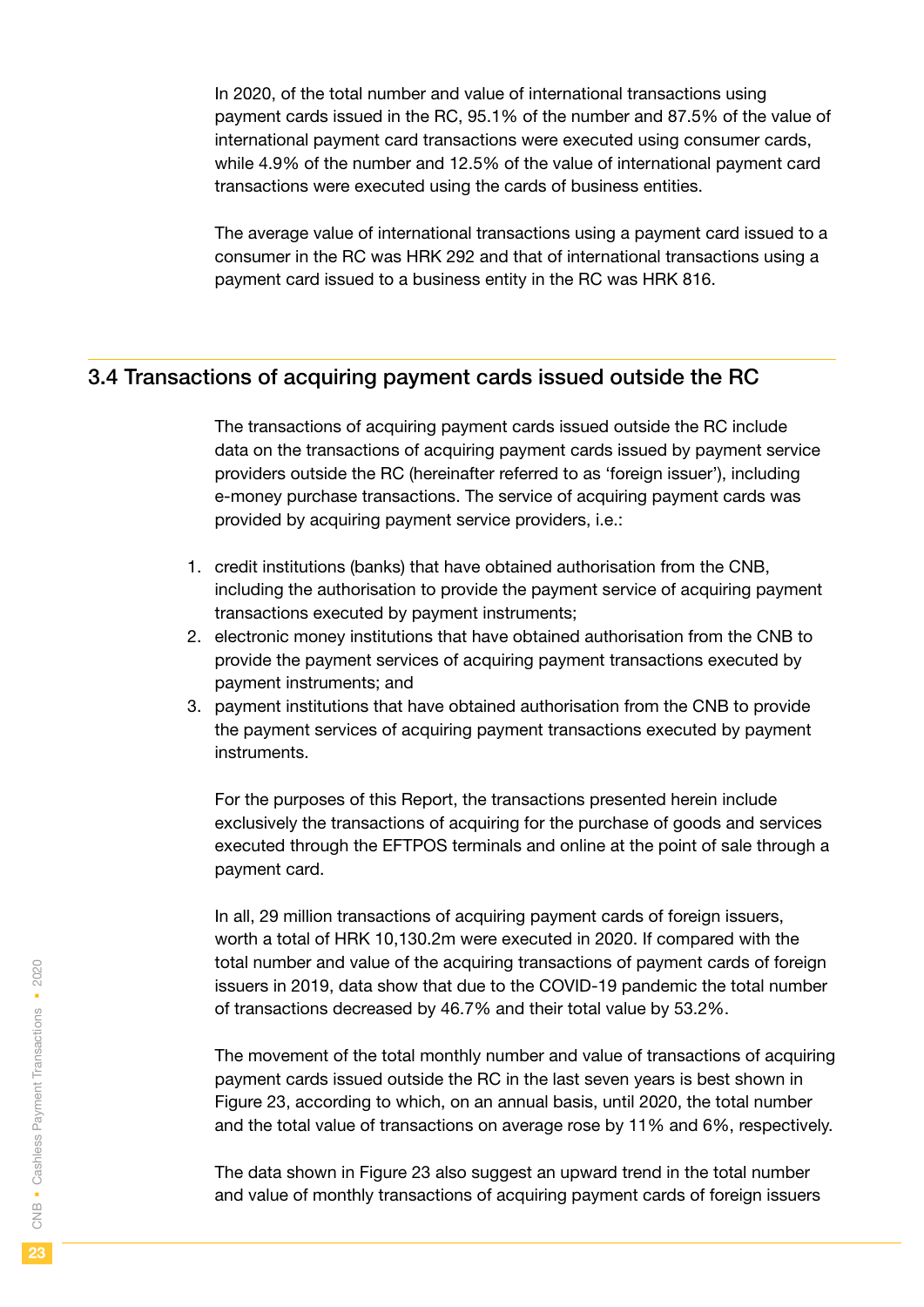In 2020, of the total number and value of international transactions using payment cards issued in the RC, 95.1% of the number and 87.5% of the value of international payment card transactions were executed using consumer cards, while 4.9% of the number and 12.5% of the value of international payment card transactions were executed using the cards of business entities.

The average value of international transactions using a payment card issued to a consumer in the RC was HRK 292 and that of international transactions using a payment card issued to a business entity in the RC was HRK 816.

## 3.4 Transactions of acquiring payment cards issued outside the RC

The transactions of acquiring payment cards issued outside the RC include data on the transactions of acquiring payment cards issued by payment service providers outside the RC (hereinafter referred to as 'foreign issuer'), including e-money purchase transactions. The service of acquiring payment cards was provided by acquiring payment service providers, i.e.:

1. credit institutions (banks) that have obtained authorisation from the CNB, including the authorisation to provide the payment service of acquiring payment transactions executed by payment instruments;
2. electronic money institutions that have obtained authorisation from the CNB to provide the payment services of acquiring payment transactions executed by payment instruments; and
3. payment institutions that have obtained authorisation from the CNB to provide the payment services of acquiring payment transactions executed by payment instruments.

For the purposes of this Report, the transactions presented herein include exclusively the transactions of acquiring for the purchase of goods and services executed through the EFTPOS terminals and online at the point of sale through a payment card.

In all, 29 million transactions of acquiring payment cards of foreign issuers, worth a total of HRK 10,130.2m were executed in 2020. If compared with the total number and value of the acquiring transactions of payment cards of foreign issuers in 2019, data show that due to the COVID-19 pandemic the total number of transactions decreased by 46.7% and their total value by 53.2%.

The movement of the total monthly number and value of transactions of acquiring payment cards issued outside the RC in the last seven years is best shown in Figure 23, according to which, on an annual basis, until 2020, the total number and the total value of transactions on average rose by 11% and 6%, respectively.

The data shown in Figure 23 also suggest an upward trend in the total number and value of monthly transactions of acquiring payment cards of foreign issuers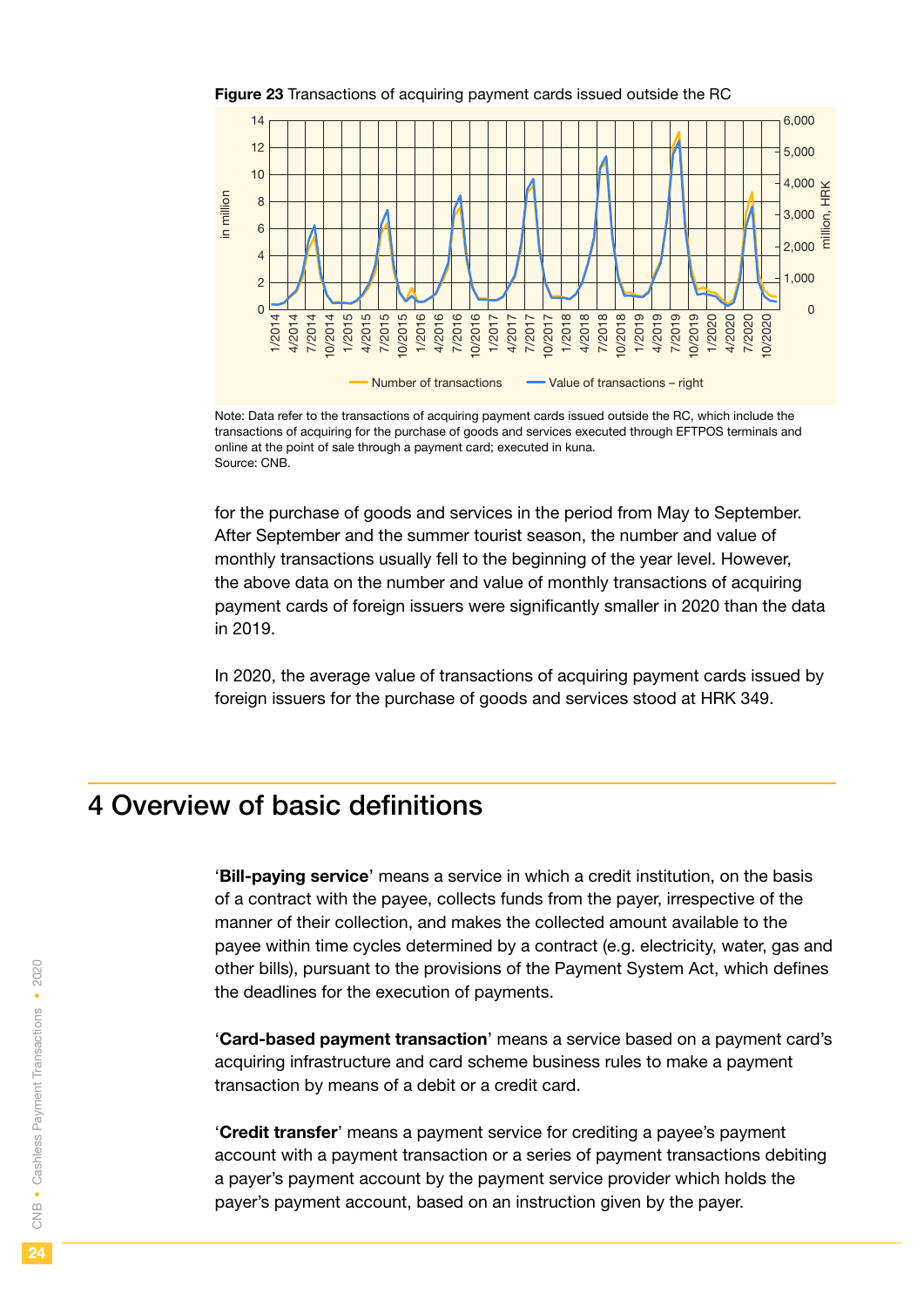**Figure 23** Transactions of acquiring payment cards issued outside the RC

Note: Data refer to the transactions of acquiring payment cards issued outside the RC, which include the transactions of acquiring for the purchase of goods and services executed through EFTPOS terminals and online at the point of sale through a payment card; executed in kuna.
Source: CNB.

for the purchase of goods and services in the period from May to September. After September and the summer tourist season, the number and value of monthly transactions usually fell to the beginning of the year level. However, the above data on the number and value of monthly transactions of acquiring payment cards of foreign issuers were significantly smaller in 2020 than the data in 2019.

In 2020, the average value of transactions of acquiring payment cards issued by foreign issuers for the purchase of goods and services stood at HRK 349.

# 4 Overview of basic definitions

'**Bill-paying service**' means a service in which a credit institution, on the basis of a contract with the payee, collects funds from the payer, irrespective of the manner of their collection, and makes the collected amount available to the payee within time cycles determined by a contract (e.g. electricity, water, gas and other bills), pursuant to the provisions of the Payment System Act, which defines the deadlines for the execution of payments.

'**Card-based payment transaction**' means a service based on a payment card's acquiring infrastructure and card scheme business rules to make a payment transaction by means of a debit or a credit card.

'**Credit transfer**' means a payment service for crediting a payee's payment account with a payment transaction or a series of payment transactions debiting a payer's payment account by the payment service provider which holds the payer's payment account, based on an instruction given by the payer.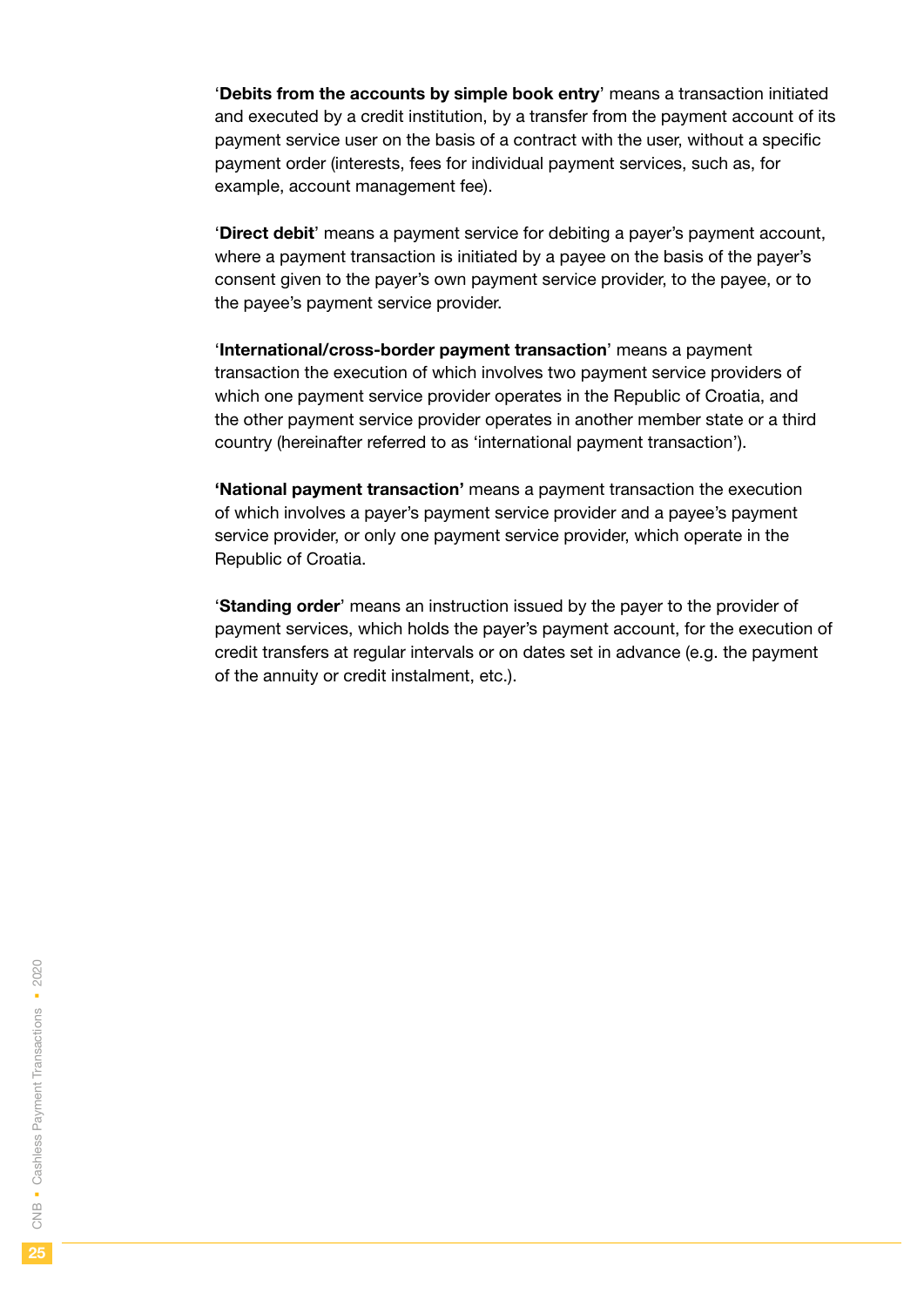'**Debits from the accounts by simple book entry**' means a transaction initiated and executed by a credit institution, by a transfer from the payment account of its payment service user on the basis of a contract with the user, without a specific payment order (interests, fees for individual payment services, such as, for example, account management fee).

'**Direct debit**' means a payment service for debiting a payer's payment account, where a payment transaction is initiated by a payee on the basis of the payer's consent given to the payer's own payment service provider, to the payee, or to the payee's payment service provider.

'**International/cross-border payment transaction**' means a payment transaction the execution of which involves two payment service providers of which one payment service provider operates in the Republic of Croatia, and the other payment service provider operates in another member state or a third country (hereinafter referred to as 'international payment transaction').

**'National payment transaction'** means a payment transaction the execution of which involves a payer's payment service provider and a payee's payment service provider, or only one payment service provider, which operate in the Republic of Croatia.

'**Standing order**' means an instruction issued by the payer to the provider of payment services, which holds the payer's payment account, for the execution of credit transfers at regular intervals or on dates set in advance (e.g. the payment of the annuity or credit instalment, etc.).